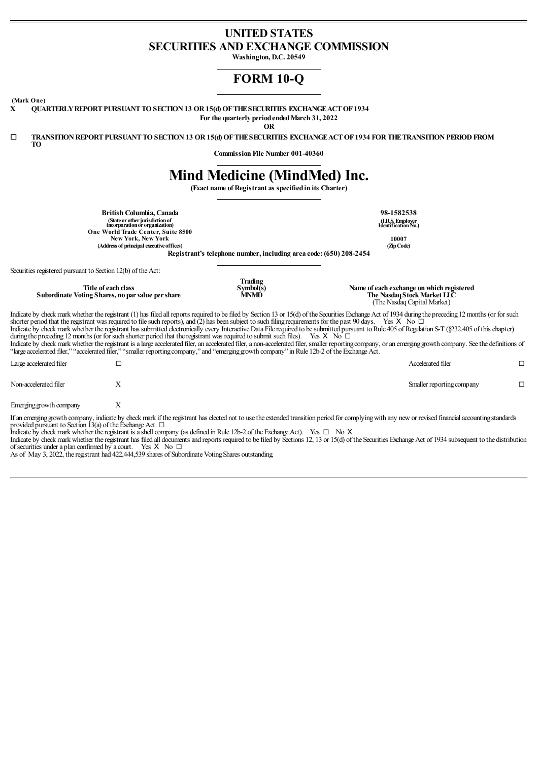# UNITED STATES
# SECURITIES AND EXCHANGE COMMISSION

**Washington, D.C. 20549**

# FORM 10-Q

**(Mark One)**

**X QUARTERLY REPORT PURSUANT TO SECTION 13 OR 15(d) OF THE SECURITIES EXCHANGE ACT OF 1934**

**For the quarterly period ended March 31, 2022**

**OR**

☐ **TRANSITION REPORT PURSUANT TO SECTION 13 OR 15(d) OF THE SECURITIES EXCHANGE ACT OF 1934 FOR THE TRANSITION PERIOD FROM TO**

**Commission File Number 001-40360**

# Mind Medicine (MindMed) Inc.

**(Exact name of Registrant as specified in its Charter)**

| | |
|---|---|
| **British Columbia, Canada** | **98-1582538** |
| (State or other jurisdiction of incorporation or organization) | (I.R.S. Employer Identification No.) |
| **One World Trade Center, Suite 8500** **New York, New York** | **10007** |
| (Address of principal executive offices) | (Zip Code) |

**Registrant's telephone number, including area code: (650) 208-2454**

Securities registered pursuant to Section 12(b) of the Act:

| Title of each class | Trading Symbol(s) | Name of each exchange on which registered |
|---|---|---|
| Subordinate Voting Shares, no par value per share | MNMD | The Nasdaq Stock Market LLC (The Nasdaq Capital Market) |

Indicate by check mark whether the registrant (1) has filed all reports required to be filed by Section 13 or 15(d) of the Securities Exchange Act of 1934 during the preceding 12 months (or for such shorter period that the registrant was required to file such reports), and (2) has been subject to such filing requirements for the past 90 days. Yes X No ☐

Indicate by check mark whether the registrant has submitted electronically every Interactive Data File required to be submitted pursuant to Rule 405 of Regulation S-T (§232.405 of this chapter) during the preceding 12 months (or for such shorter period that the registrant was required to submit such files). Yes X No ☐

Indicate by check mark whether the registrant is a large accelerated filer, an accelerated filer, a non-accelerated filer, smaller reporting company, or an emerging growth company. See the definitions of "large accelerated filer," "accelerated filer," "smaller reporting company," and "emerging growth company" in Rule 12b-2 of the Exchange Act.

| | | | |
|---|---|---|---|
| Large accelerated filer | ☐ | Accelerated filer | ☐ |
| Non-accelerated filer | X | Smaller reporting company | ☐ |
| Emerging growth company | X | | |

If an emerging growth company, indicate by check mark if the registrant has elected not to use the extended transition period for complying with any new or revised financial accounting standards provided pursuant to Section 13(a) of the Exchange Act. ☐

Indicate by check mark whether the registrant is a shell company (as defined in Rule 12b-2 of the Exchange Act). Yes ☐ No X

Indicate by check mark whether the registrant has filed all documents and reports required to be filed by Sections 12, 13 or 15(d) of the Securities Exchange Act of 1934 subsequent to the distribution of securities under a plan confirmed by a court. Yes X No ☐

As of May 3, 2022, the registrant had 422,444,539 shares of Subordinate Voting Shares outstanding.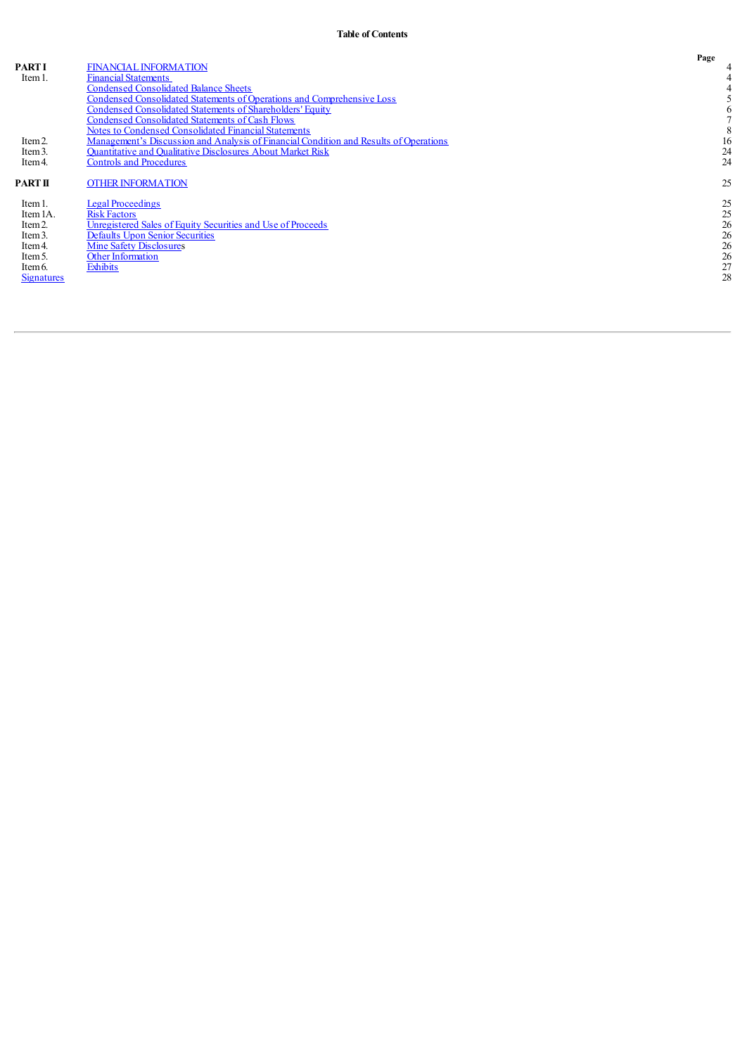# Table of Contents

| | | Page |
|---|---|---|
| **PART I** | FINANCIAL INFORMATION | 4 |
| Item 1. | Financial Statements | 4 |
| | Condensed Consolidated Balance Sheets | 4 |
| | Condensed Consolidated Statements of Operations and Comprehensive Loss | 5 |
| | Condensed Consolidated Statements of Shareholders' Equity | 6 |
| | Condensed Consolidated Statements of Cash Flows | 7 |
| | Notes to Condensed Consolidated Financial Statements | 8 |
| Item 2. | Management's Discussion and Analysis of Financial Condition and Results of Operations | 16 |
| Item 3. | Quantitative and Qualitative Disclosures About Market Risk | 24 |
| Item 4. | Controls and Procedures | 24 |
| **PART II** | OTHER INFORMATION | 25 |
| Item 1. | Legal Proceedings | 25 |
| Item 1A. | Risk Factors | 25 |
| Item 2. | Unregistered Sales of Equity Securities and Use of Proceeds | 26 |
| Item 3. | Defaults Upon Senior Securities | 26 |
| Item 4. | Mine Safety Disclosures | 26 |
| Item 5. | Other Information | 26 |
| Item 6. | Exhibits | 27 |
| Signatures | | 28 |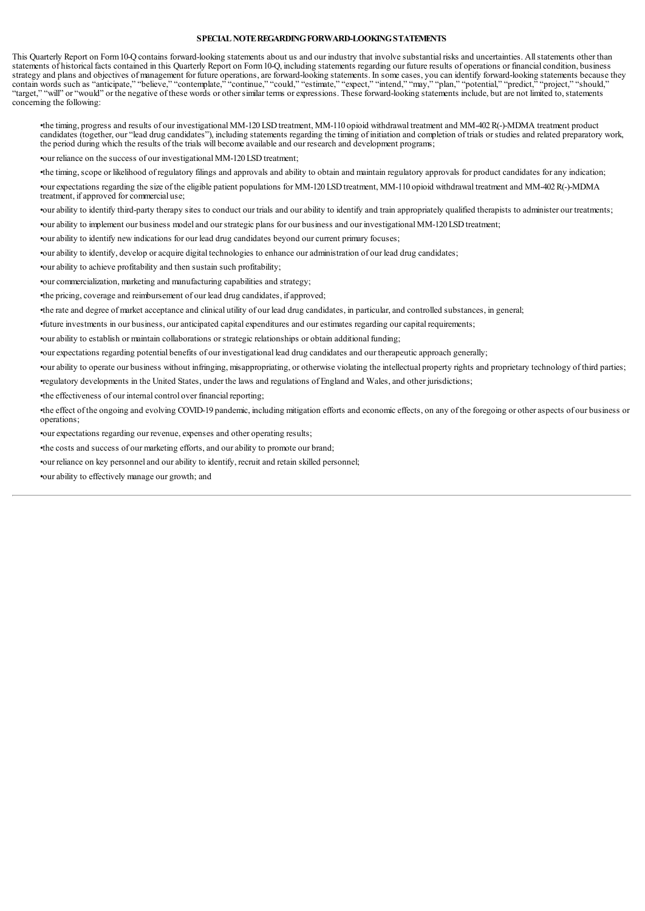## SPECIAL NOTE REGARDING FORWARD-LOOKING STATEMENTS

This Quarterly Report on Form 10-Q contains forward-looking statements about us and our industry that involve substantial risks and uncertainties. All statements other than statements of historical facts contained in this Quarterly Report on Form 10-Q, including statements regarding our future results of operations or financial condition, business strategy and plans and objectives of management for future operations, are forward-looking statements. In some cases, you can identify forward-looking statements because they contain words such as "anticipate," "believe," "contemplate," "continue," "could," "estimate," "expect," "intend," "may," "plan," "potential," "predict," "project," "should," "target," "will" or "would" or the negative of these words or other similar terms or expressions. These forward-looking statements include, but are not limited to, statements concerning the following:

- the timing, progress and results of our investigational MM-120 LSD treatment, MM-110 opioid withdrawal treatment and MM-402 R(-)-MDMA treatment product candidates (together, our "lead drug candidates"), including statements regarding the timing of initiation and completion of trials or studies and related preparatory work, the period during which the results of the trials will become available and our research and development programs;
- our reliance on the success of our investigational MM-120 LSD treatment;
- the timing, scope or likelihood of regulatory filings and approvals and ability to obtain and maintain regulatory approvals for product candidates for any indication;
- our expectations regarding the size of the eligible patient populations for MM-120 LSD treatment, MM-110 opioid withdrawal treatment and MM-402 R(-)-MDMA treatment, if approved for commercial use;
- our ability to identify third-party therapy sites to conduct our trials and our ability to identify and train appropriately qualified therapists to administer our treatments;
- our ability to implement our business model and our strategic plans for our business and our investigational MM-120 LSD treatment;
- our ability to identify new indications for our lead drug candidates beyond our current primary focuses;
- our ability to identify, develop or acquire digital technologies to enhance our administration of our lead drug candidates;
- our ability to achieve profitability and then sustain such profitability;
- our commercialization, marketing and manufacturing capabilities and strategy;
- the pricing, coverage and reimbursement of our lead drug candidates, if approved;
- the rate and degree of market acceptance and clinical utility of our lead drug candidates, in particular, and controlled substances, in general;
- future investments in our business, our anticipated capital expenditures and our estimates regarding our capital requirements;
- our ability to establish or maintain collaborations or strategic relationships or obtain additional funding;
- our expectations regarding potential benefits of our investigational lead drug candidates and our therapeutic approach generally;
- our ability to operate our business without infringing, misappropriating, or otherwise violating the intellectual property rights and proprietary technology of third parties;
- regulatory developments in the United States, under the laws and regulations of England and Wales, and other jurisdictions;
- the effectiveness of our internal control over financial reporting;
- the effect of the ongoing and evolving COVID-19 pandemic, including mitigation efforts and economic effects, on any of the foregoing or other aspects of our business or operations;
- our expectations regarding our revenue, expenses and other operating results;
- the costs and success of our marketing efforts, and our ability to promote our brand;
- our reliance on key personnel and our ability to identify, recruit and retain skilled personnel;
- our ability to effectively manage our growth; and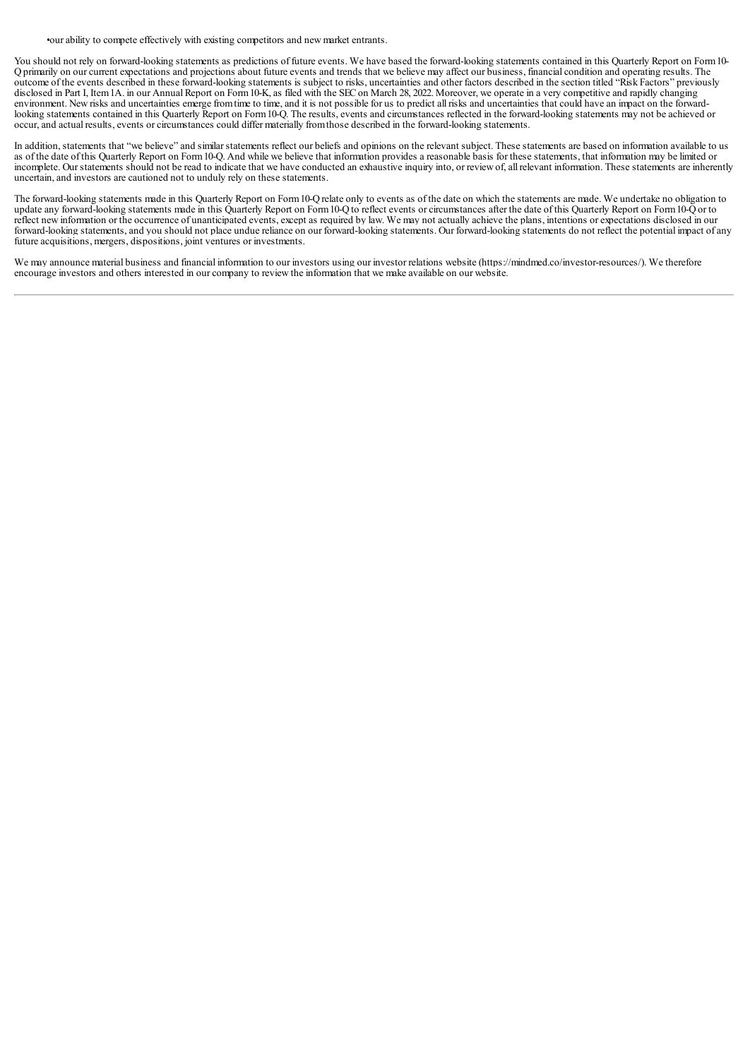- our ability to compete effectively with existing competitors and new market entrants.

You should not rely on forward-looking statements as predictions of future events. We have based the forward-looking statements contained in this Quarterly Report on Form 10-Q primarily on our current expectations and projections about future events and trends that we believe may affect our business, financial condition and operating results. The outcome of the events described in these forward-looking statements is subject to risks, uncertainties and other factors described in the section titled "Risk Factors" previously disclosed in Part I, Item 1A. in our Annual Report on Form 10-K, as filed with the SEC on March 28, 2022. Moreover, we operate in a very competitive and rapidly changing environment. New risks and uncertainties emerge from time to time, and it is not possible for us to predict all risks and uncertainties that could have an impact on the forward-looking statements contained in this Quarterly Report on Form 10-Q. The results, events and circumstances reflected in the forward-looking statements may not be achieved or occur, and actual results, events or circumstances could differ materially from those described in the forward-looking statements.

In addition, statements that "we believe" and similar statements reflect our beliefs and opinions on the relevant subject. These statements are based on information available to us as of the date of this Quarterly Report on Form 10-Q. And while we believe that information provides a reasonable basis for these statements, that information may be limited or incomplete. Our statements should not be read to indicate that we have conducted an exhaustive inquiry into, or review of, all relevant information. These statements are inherently uncertain, and investors are cautioned not to unduly rely on these statements.

The forward-looking statements made in this Quarterly Report on Form 10-Q relate only to events as of the date on which the statements are made. We undertake no obligation to update any forward-looking statements made in this Quarterly Report on Form 10-Q to reflect events or circumstances after the date of this Quarterly Report on Form 10-Q or to reflect new information or the occurrence of unanticipated events, except as required by law. We may not actually achieve the plans, intentions or expectations disclosed in our forward-looking statements, and you should not place undue reliance on our forward-looking statements. Our forward-looking statements do not reflect the potential impact of any future acquisitions, mergers, dispositions, joint ventures or investments.

We may announce material business and financial information to our investors using our investor relations website (https://mindmed.co/investor-resources/). We therefore encourage investors and others interested in our company to review the information that we make available on our website.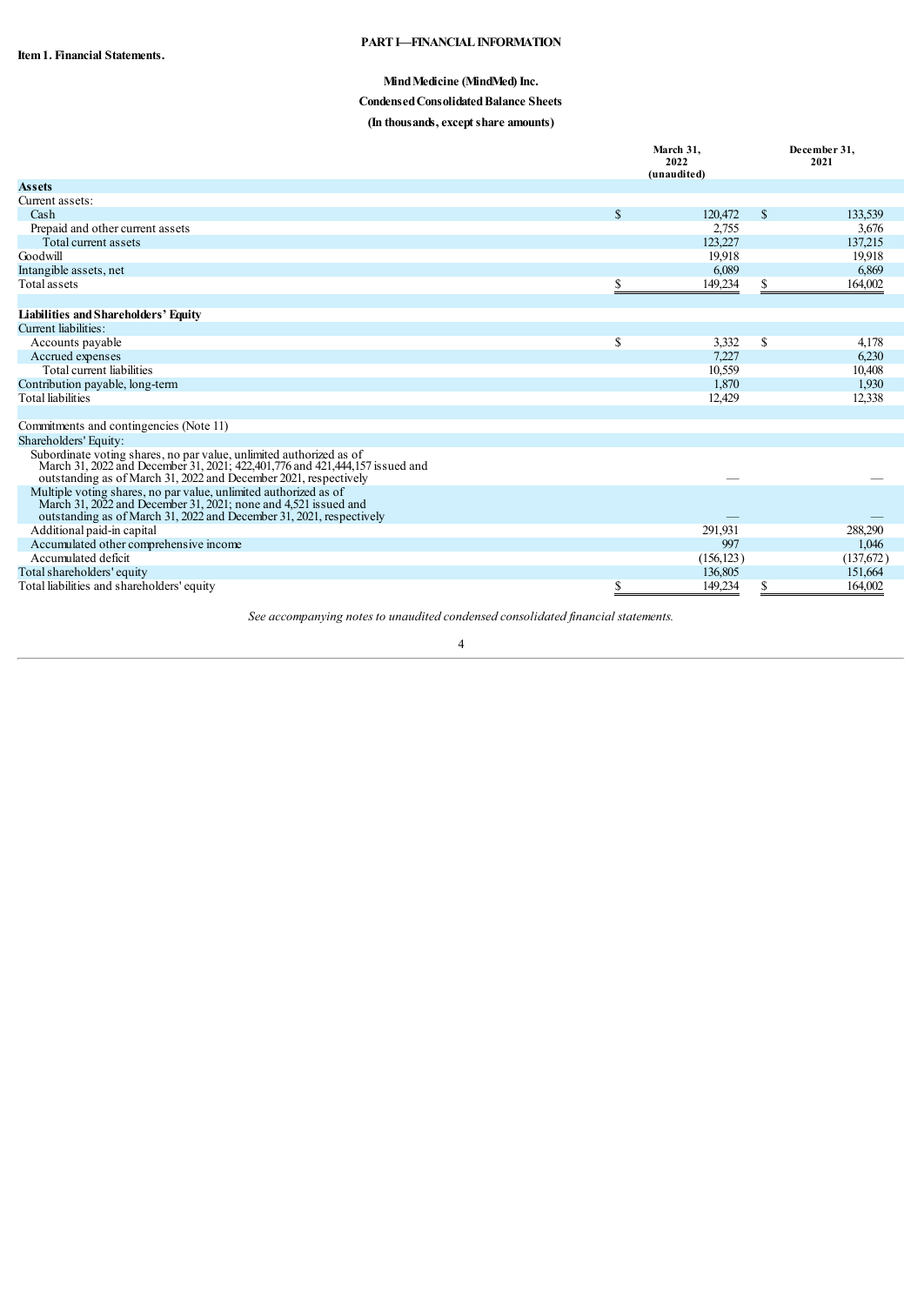**Item 1. Financial Statements.**

**PART I—FINANCIAL INFORMATION**

**Mind Medicine (MindMed) Inc.**

**Condensed Consolidated Balance Sheets**

**(In thousands, except share amounts)**

| | March 31, 2022 (unaudited) | December 31, 2021 |
|---|---|---|
| **Assets** | | |
| Current assets: | | |
| Cash | $ 120,472 | $ 133,539 |
| Prepaid and other current assets | 2,755 | 3,676 |
| Total current assets | 123,227 | 137,215 |
| Goodwill | 19,918 | 19,918 |
| Intangible assets, net | 6,089 | 6,869 |
| Total assets | $ 149,234 | $ 164,002 |
| | | |
| **Liabilities and Shareholders' Equity** | | |
| Current liabilities: | | |
| Accounts payable | $ 3,332 | $ 4,178 |
| Accrued expenses | 7,227 | 6,230 |
| Total current liabilities | 10,559 | 10,408 |
| Contribution payable, long-term | 1,870 | 1,930 |
| Total liabilities | 12,429 | 12,338 |
| | | |
| Commitments and contingencies (Note 11) | | |
| Shareholders' Equity: | | |
| Subordinate voting shares, no par value, unlimited authorized as of March 31, 2022 and December 31, 2021; 422,401,776 and 421,444,157 issued and outstanding as of March 31, 2022 and December 2021, respectively | — | — |
| Multiple voting shares, no par value, unlimited authorized as of March 31, 2022 and December 31, 2021; none and 4,521 issued and outstanding as of March 31, 2022 and December 31, 2021, respectively | — | — |
| Additional paid-in capital | 291,931 | 288,290 |
| Accumulated other comprehensive income | 997 | 1,046 |
| Accumulated deficit | (156,123) | (137,672) |
| Total shareholders' equity | 136,805 | 151,664 |
| Total liabilities and shareholders' equity | $ 149,234 | $ 164,002 |

*See accompanying notes to unaudited condensed consolidated financial statements.*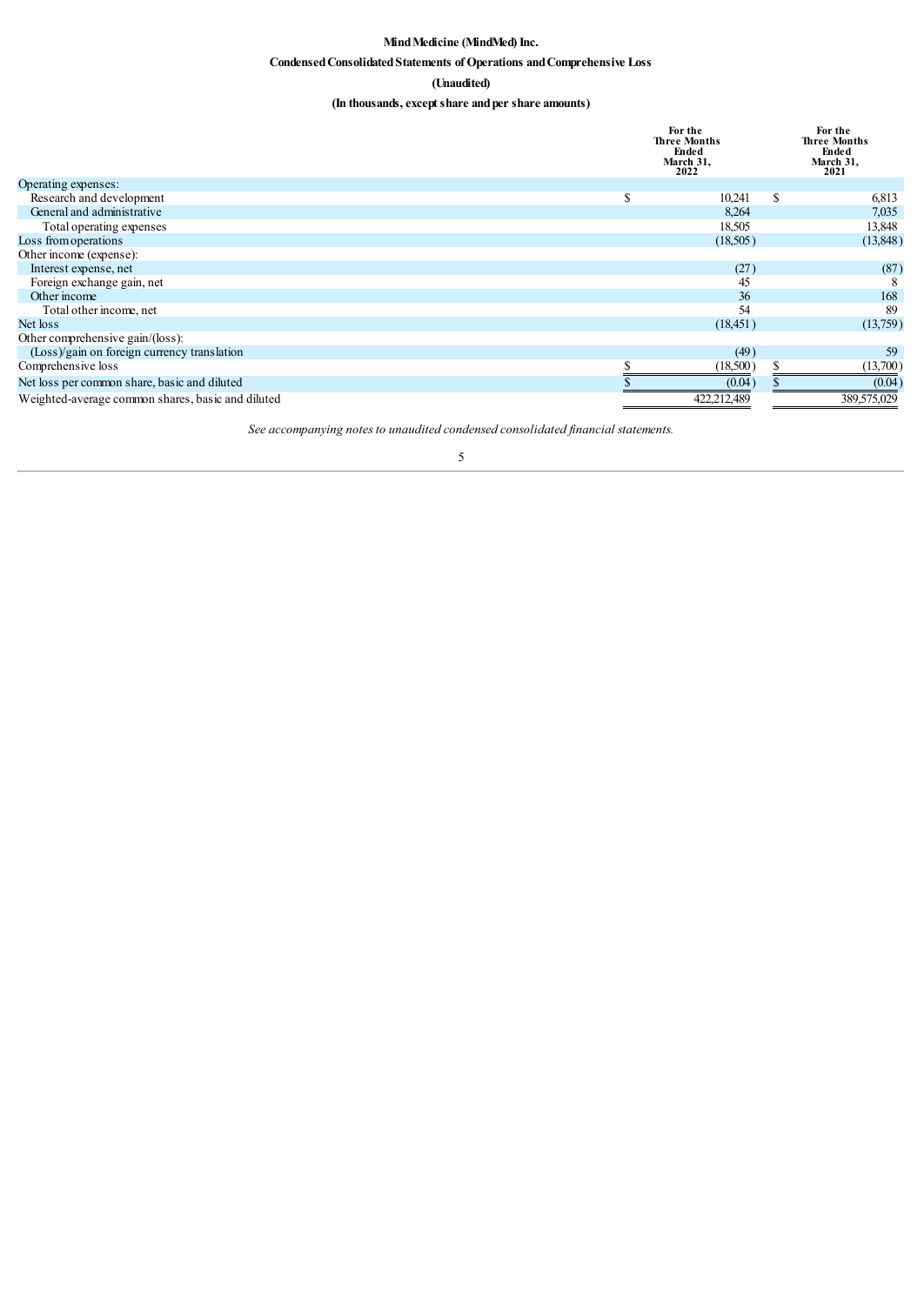**Mind Medicine (MindMed) Inc.**

**Condensed Consolidated Statements of Operations and Comprehensive Loss**

**(Unaudited)**

**(In thousands, except share and per share amounts)**

| | For the Three Months Ended March 31, 2022 | For the Three Months Ended March 31, 2021 |
|---|---|---|
| Operating expenses: | | |
| Research and development | $ 10,241 | $ 6,813 |
| General and administrative | 8,264 | 7,035 |
| Total operating expenses | 18,505 | 13,848 |
| Loss from operations | (18,505) | (13,848) |
| Other income (expense): | | |
| Interest expense, net | (27) | (87) |
| Foreign exchange gain, net | 45 | 8 |
| Other income | 36 | 168 |
| Total other income, net | 54 | 89 |
| Net loss | (18,451) | (13,759) |
| Other comprehensive gain/(loss): | | |
| (Loss)/gain on foreign currency translation | (49) | 59 |
| Comprehensive loss | $ (18,500) | $ (13,700) |
| Net loss per common share, basic and diluted | $ (0.04) | $ (0.04) |
| Weighted-average common shares, basic and diluted | 422,212,489 | 389,575,029 |

*See accompanying notes to unaudited condensed consolidated financial statements.*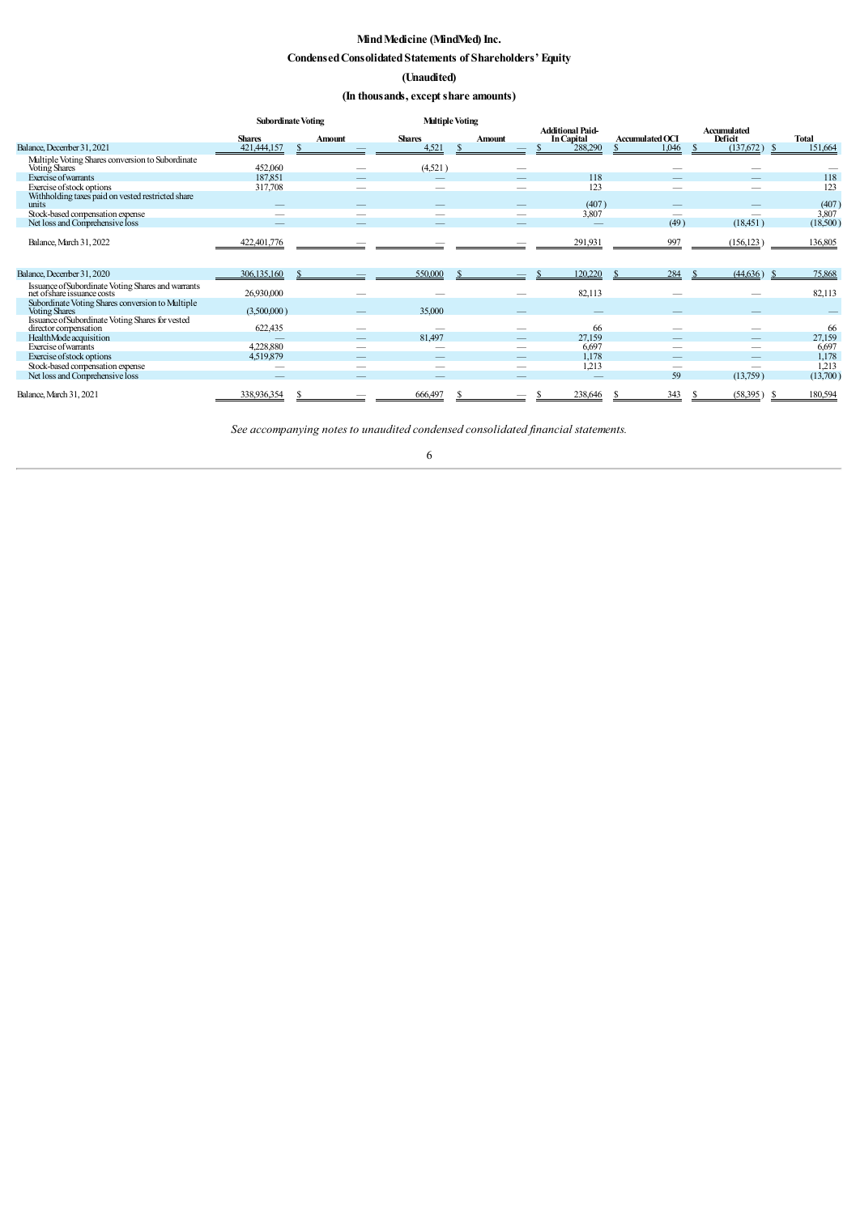# Mind Medicine (MindMed) Inc.

## Condensed Consolidated Statements of Shareholders' Equity

### (Unaudited)

### (In thousands, except share amounts)

| | Subordinate Voting | | Multiple Voting | | | | | |
|---|---|---|---|---|---|---|---|---|
| | Shares | Amount | Shares | Amount | Additional Paid-In Capital | Accumulated OCI | Accumulated Deficit | Total |
| Balance, December 31, 2021 | 421,444,157 | $ — | 4,521 | $ — | $ 288,290 | $ 1,046 | $ (137,672) | $ 151,664 |
| Multiple Voting Shares conversion to Subordinate Voting Shares | 452,060 | — | (4,521) | — | | — | — | — |
| Exercise of warrants | 187,851 | — | — | — | 118 | — | — | 118 |
| Exercise of stock options | 317,708 | — | — | — | 123 | — | — | 123 |
| Withholding taxes paid on vested restricted share units | — | — | — | — | (407) | — | — | (407) |
| Stock-based compensation expense | — | — | — | — | 3,807 | — | — | 3,807 |
| Net loss and Comprehensive loss | — | — | — | — | — | (49) | (18,451) | (18,500) |
| Balance, March 31, 2022 | 422,401,776 | — | — | — | 291,931 | 997 | (156,123) | 136,805 |
| | | | | | | | | |
| Balance, December 31, 2020 | 306,135,160 | $ — | 550,000 | $ — | $ 120,220 | $ 284 | $ (44,636) | $ 75,868 |
| Issuance of Subordinate Voting Shares and warrants net of share issuance costs | 26,930,000 | — | — | — | 82,113 | — | — | 82,113 |
| Subordinate Voting Shares conversion to Multiple Voting Shares | (3,500,000) | — | 35,000 | — | — | — | — | — |
| Issuance of Subordinate Voting Shares for vested director compensation | 622,435 | — | — | — | 66 | — | — | 66 |
| HealthMode acquisition | — | — | 81,497 | — | 27,159 | — | — | 27,159 |
| Exercise of warrants | 4,228,880 | — | — | — | 6,697 | — | — | 6,697 |
| Exercise of stock options | 4,519,879 | — | — | — | 1,178 | — | — | 1,178 |
| Stock-based compensation expense | — | — | — | — | 1,213 | — | — | 1,213 |
| Net loss and Comprehensive loss | — | — | — | — | — | 59 | (13,759) | (13,700) |
| Balance, March 31, 2021 | 338,936,354 | $ — | 666,497 | $ — | $ 238,646 | $ 343 | $ (58,395) | $ 180,594 |

*See accompanying notes to unaudited condensed consolidated financial statements.*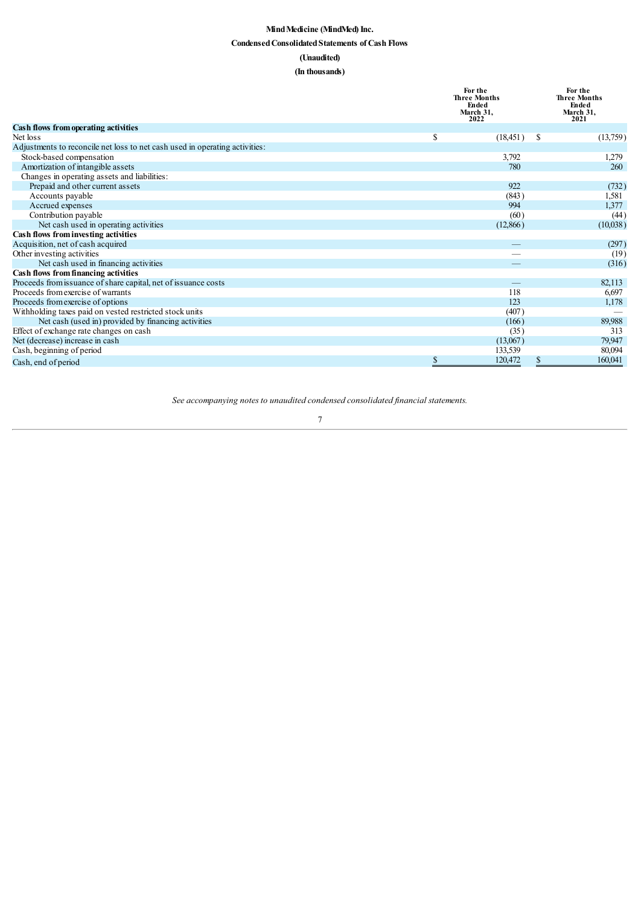**Mind Medicine (MindMed) Inc.**

**Condensed Consolidated Statements of Cash Flows**

**(Unaudited)**

**(In thousands)**

| | For the Three Months Ended March 31, 2022 | For the Three Months Ended March 31, 2021 |
|---|---|---|
| **Cash flows from operating activities** | | |
| Net loss | $ (18,451) | $ (13,759) |
| Adjustments to reconcile net loss to net cash used in operating activities: | | |
| Stock-based compensation | 3,792 | 1,279 |
| Amortization of intangible assets | 780 | 260 |
| Changes in operating assets and liabilities: | | |
| Prepaid and other current assets | 922 | (732) |
| Accounts payable | (843) | 1,581 |
| Accrued expenses | 994 | 1,377 |
| Contribution payable | (60) | (44) |
| Net cash used in operating activities | (12,866) | (10,038) |
| **Cash flows from investing activities** | | |
| Acquisition, net of cash acquired | — | (297) |
| Other investing activities | — | (19) |
| Net cash used in financing activities | — | (316) |
| **Cash flows from financing activities** | | |
| Proceeds from issuance of share capital, net of issuance costs | — | 82,113 |
| Proceeds from exercise of warrants | 118 | 6,697 |
| Proceeds from exercise of options | 123 | 1,178 |
| Withholding taxes paid on vested restricted stock units | (407) | — |
| Net cash (used in) provided by financing activities | (166) | 89,988 |
| Effect of exchange rate changes on cash | (35) | 313 |
| Net (decrease) increase in cash | (13,067) | 79,947 |
| Cash, beginning of period | 133,539 | 80,094 |
| Cash, end of period | $ 120,472 | $ 160,041 |

*See accompanying notes to unaudited condensed consolidated financial statements.*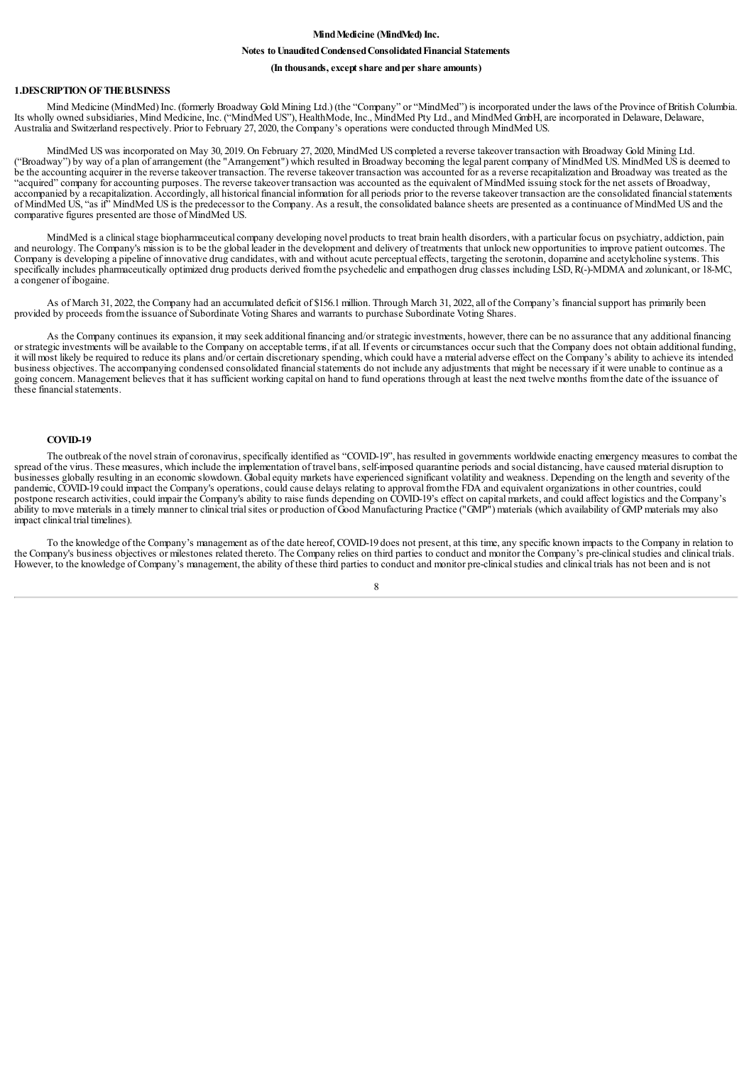**Mind Medicine (MindMed) Inc.**

**Notes to Unaudited Condensed Consolidated Financial Statements**

**(In thousands, except share and per share amounts)**

## 1. DESCRIPTION OF THE BUSINESS

Mind Medicine (MindMed) Inc. (formerly Broadway Gold Mining Ltd.) (the "Company" or "MindMed") is incorporated under the laws of the Province of British Columbia. Its wholly owned subsidiaries, Mind Medicine, Inc. ("MindMed US"), HealthMode, Inc., MindMed Pty Ltd., and MindMed GmbH, are incorporated in Delaware, Delaware, Australia and Switzerland respectively. Prior to February 27, 2020, the Company's operations were conducted through MindMed US.

MindMed US was incorporated on May 30, 2019. On February 27, 2020, MindMed US completed a reverse takeover transaction with Broadway Gold Mining Ltd. ("Broadway") by way of a plan of arrangement (the "Arrangement") which resulted in Broadway becoming the legal parent company of MindMed US. MindMed US is deemed to be the accounting acquirer in the reverse takeover transaction. The reverse takeover transaction was accounted for as a reverse recapitalization and Broadway was treated as the "acquired" company for accounting purposes. The reverse takeover transaction was accounted as the equivalent of MindMed issuing stock for the net assets of Broadway, accompanied by a recapitalization. Accordingly, all historical financial information for all periods prior to the reverse takeover transaction are the consolidated financial statements of MindMed US, "as if" MindMed US is the predecessor to the Company. As a result, the consolidated balance sheets are presented as a continuance of MindMed US and the comparative figures presented are those of MindMed US.

MindMed is a clinical stage biopharmaceutical company developing novel products to treat brain health disorders, with a particular focus on psychiatry, addiction, pain and neurology. The Company's mission is to be the global leader in the development and delivery of treatments that unlock new opportunities to improve patient outcomes. The Company is developing a pipeline of innovative drug candidates, with and without acute perceptual effects, targeting the serotonin, dopamine and acetylcholine systems. This specifically includes pharmaceutically optimized drug products derived from the psychedelic and empathogen drug classes including LSD, R(-)-MDMA and zolunicant, or 18-MC, a congener of ibogaine.

As of March 31, 2022, the Company had an accumulated deficit of $156.1 million. Through March 31, 2022, all of the Company's financial support has primarily been provided by proceeds from the issuance of Subordinate Voting Shares and warrants to purchase Subordinate Voting Shares.

As the Company continues its expansion, it may seek additional financing and/or strategic investments, however, there can be no assurance that any additional financing or strategic investments will be available to the Company on acceptable terms, if at all. If events or circumstances occur such that the Company does not obtain additional funding, it will most likely be required to reduce its plans and/or certain discretionary spending, which could have a material adverse effect on the Company's ability to achieve its intended business objectives. The accompanying condensed consolidated financial statements do not include any adjustments that might be necessary if it were unable to continue as a going concern. Management believes that it has sufficient working capital on hand to fund operations through at least the next twelve months from the date of the issuance of these financial statements.

### COVID-19

The outbreak of the novel strain of coronavirus, specifically identified as "COVID-19", has resulted in governments worldwide enacting emergency measures to combat the spread of the virus. These measures, which include the implementation of travel bans, self-imposed quarantine periods and social distancing, have caused material disruption to businesses globally resulting in an economic slowdown. Global equity markets have experienced significant volatility and weakness. Depending on the length and severity of the pandemic, COVID-19 could impact the Company's operations, could cause delays relating to approval from the FDA and equivalent organizations in other countries, could postpone research activities, could impair the Company's ability to raise funds depending on COVID-19's effect on capital markets, and could affect logistics and the Company's ability to move materials in a timely manner to clinical trial sites or production of Good Manufacturing Practice ("GMP") materials (which availability of GMP materials may also impact clinical trial timelines).

To the knowledge of the Company's management as of the date hereof, COVID-19 does not present, at this time, any specific known impacts to the Company in relation to the Company's business objectives or milestones related thereto. The Company relies on third parties to conduct and monitor the Company's pre-clinical studies and clinical trials. However, to the knowledge of Company's management, the ability of these third parties to conduct and monitor pre-clinical studies and clinical trials has not been and is not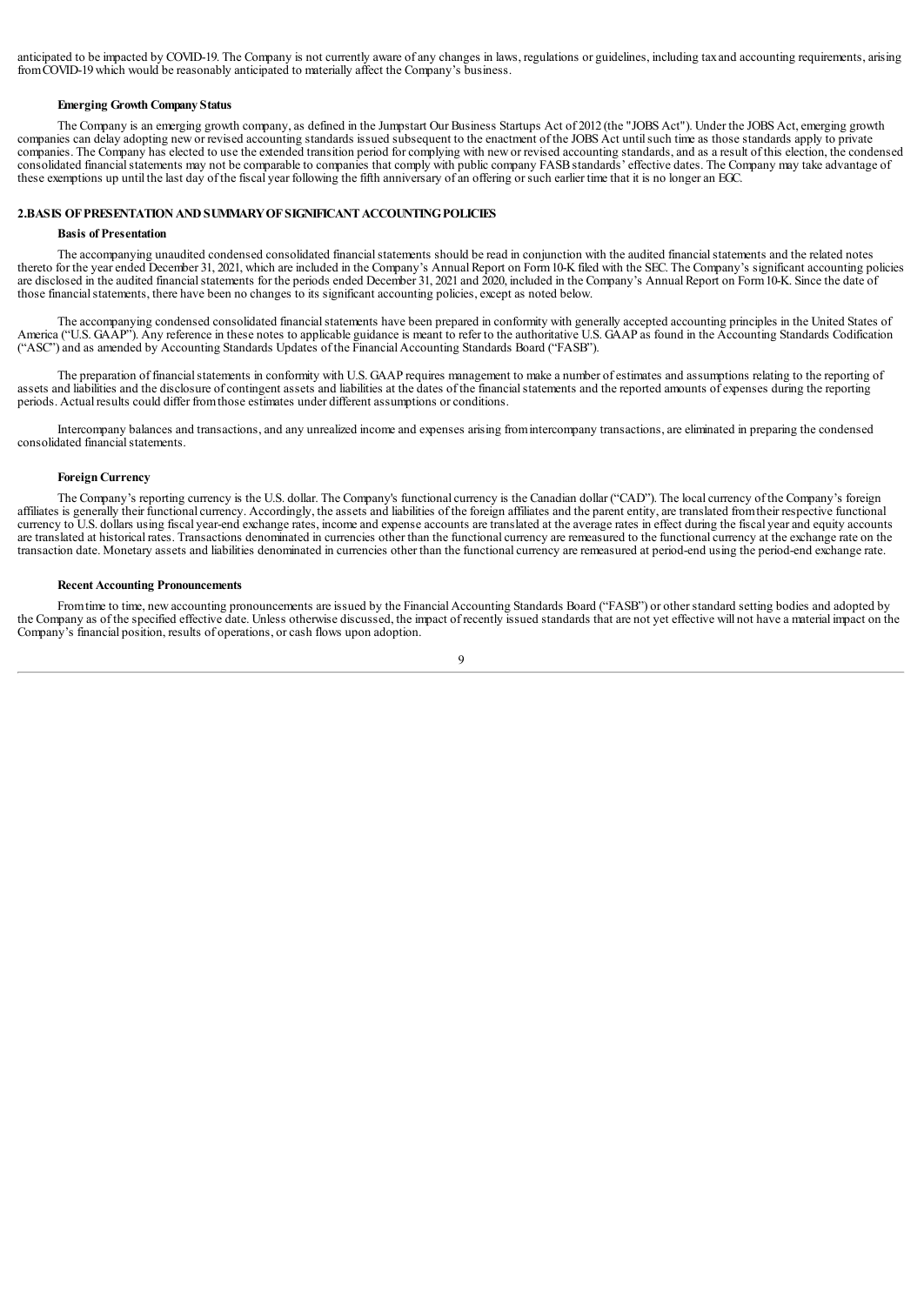anticipated to be impacted by COVID-19. The Company is not currently aware of any changes in laws, regulations or guidelines, including tax and accounting requirements, arising from COVID-19 which would be reasonably anticipated to materially affect the Company's business.

**Emerging Growth Company Status**

The Company is an emerging growth company, as defined in the Jumpstart Our Business Startups Act of 2012 (the "JOBS Act"). Under the JOBS Act, emerging growth companies can delay adopting new or revised accounting standards issued subsequent to the enactment of the JOBS Act until such time as those standards apply to private companies. The Company has elected to use the extended transition period for complying with new or revised accounting standards, and as a result of this election, the condensed consolidated financial statements may not be comparable to companies that comply with public company FASB standards' effective dates. The Company may take advantage of these exemptions up until the last day of the fiscal year following the fifth anniversary of an offering or such earlier time that it is no longer an EGC.

## 2.BASIS OF PRESENTATION AND SUMMARY OF SIGNIFICANT ACCOUNTING POLICIES

**Basis of Presentation**

The accompanying unaudited condensed consolidated financial statements should be read in conjunction with the audited financial statements and the related notes thereto for the year ended December 31, 2021, which are included in the Company's Annual Report on Form 10-K filed with the SEC. The Company's significant accounting policies are disclosed in the audited financial statements for the periods ended December 31, 2021 and 2020, included in the Company's Annual Report on Form 10-K. Since the date of those financial statements, there have been no changes to its significant accounting policies, except as noted below.

The accompanying condensed consolidated financial statements have been prepared in conformity with generally accepted accounting principles in the United States of America ("U.S. GAAP"). Any reference in these notes to applicable guidance is meant to refer to the authoritative U.S. GAAP as found in the Accounting Standards Codification ("ASC") and as amended by Accounting Standards Updates of the Financial Accounting Standards Board ("FASB").

The preparation of financial statements in conformity with U.S. GAAP requires management to make a number of estimates and assumptions relating to the reporting of assets and liabilities and the disclosure of contingent assets and liabilities at the dates of the financial statements and the reported amounts of expenses during the reporting periods. Actual results could differ from those estimates under different assumptions or conditions.

Intercompany balances and transactions, and any unrealized income and expenses arising from intercompany transactions, are eliminated in preparing the condensed consolidated financial statements.

**Foreign Currency**

The Company's reporting currency is the U.S. dollar. The Company's functional currency is the Canadian dollar ("CAD"). The local currency of the Company's foreign affiliates is generally their functional currency. Accordingly, the assets and liabilities of the foreign affiliates and the parent entity, are translated from their respective functional currency to U.S. dollars using fiscal year-end exchange rates, income and expense accounts are translated at the average rates in effect during the fiscal year and equity accounts are translated at historical rates. Transactions denominated in currencies other than the functional currency are remeasured to the functional currency at the exchange rate on the transaction date. Monetary assets and liabilities denominated in currencies other than the functional currency are remeasured at period-end using the period-end exchange rate.

**Recent Accounting Pronouncements**

From time to time, new accounting pronouncements are issued by the Financial Accounting Standards Board ("FASB") or other standard setting bodies and adopted by the Company as of the specified effective date. Unless otherwise discussed, the impact of recently issued standards that are not yet effective will not have a material impact on the Company's financial position, results of operations, or cash flows upon adoption.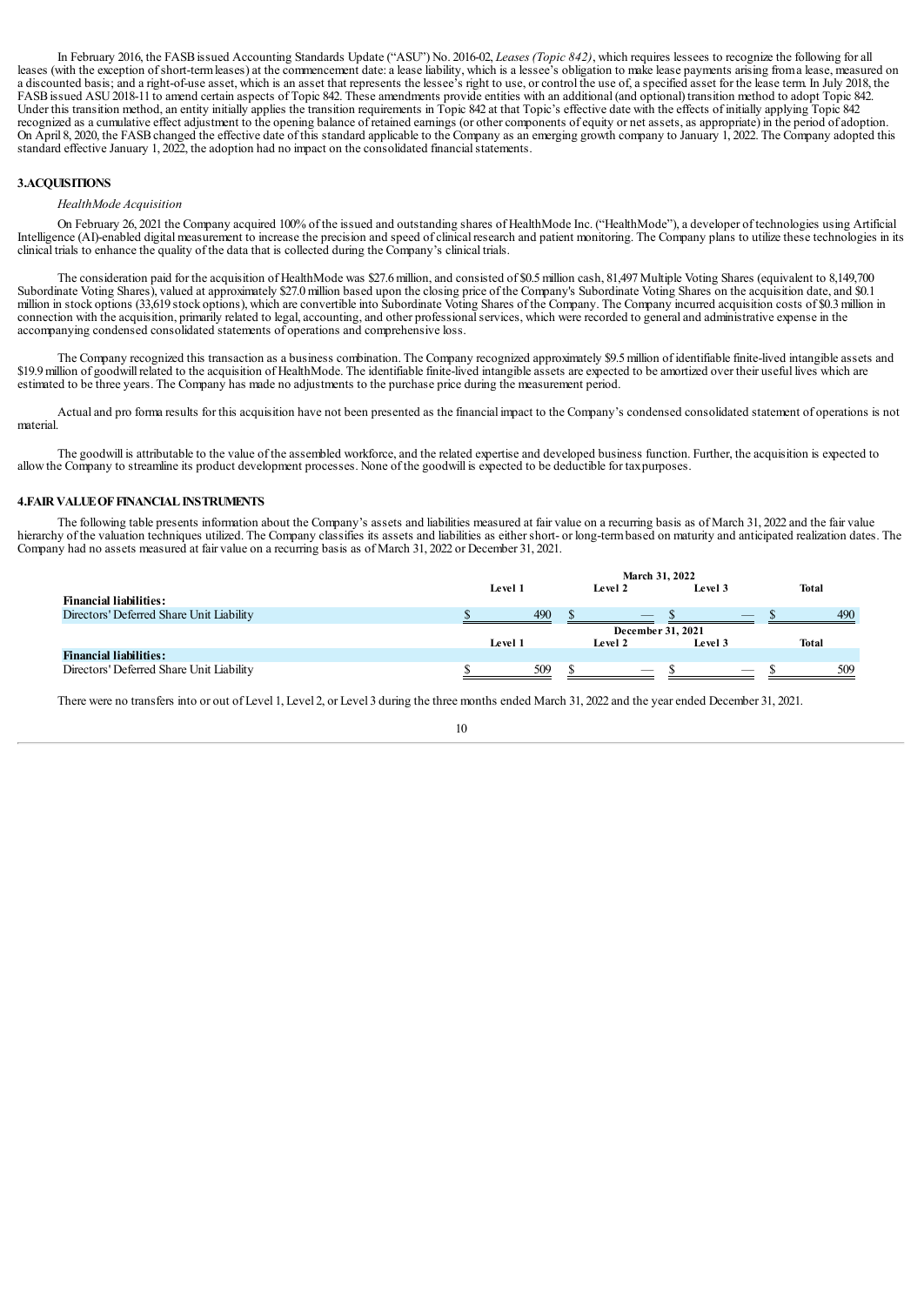In February 2016, the FASB issued Accounting Standards Update ("ASU") No. 2016-02, *Leases (Topic 842)*, which requires lessees to recognize the following for all leases (with the exception of short-term leases) at the commencement date: a lease liability, which is a lessee's obligation to make lease payments arising from a lease, measured on a discounted basis; and a right-of-use asset, which is an asset that represents the lessee's right to use, or control the use of, a specified asset for the lease term. In July 2018, the FASB issued ASU 2018-11 to amend certain aspects of Topic 842. These amendments provide entities with an additional (and optional) transition method to adopt Topic 842. Under this transition method, an entity initially applies the transition requirements in Topic 842 at that Topic's effective date with the effects of initially applying Topic 842 recognized as a cumulative effect adjustment to the opening balance of retained earnings (or other components of equity or net assets, as appropriate) in the period of adoption. On April 8, 2020, the FASB changed the effective date of this standard applicable to the Company as an emerging growth company to January 1, 2022. The Company adopted this standard effective January 1, 2022, the adoption had no impact on the consolidated financial statements.

## 3. ACQUISITIONS

*HealthMode Acquisition*

On February 26, 2021 the Company acquired 100% of the issued and outstanding shares of HealthMode Inc. ("HealthMode"), a developer of technologies using Artificial Intelligence (AI)-enabled digital measurement to increase the precision and speed of clinical research and patient monitoring. The Company plans to utilize these technologies in its clinical trials to enhance the quality of the data that is collected during the Company's clinical trials.

The consideration paid for the acquisition of HealthMode was $27.6 million, and consisted of $0.5 million cash, 81,497 Multiple Voting Shares (equivalent to 8,149,700 Subordinate Voting Shares), valued at approximately $27.0 million based upon the closing price of the Company's Subordinate Voting Shares on the acquisition date, and $0.1 million in stock options (33,619 stock options), which are convertible into Subordinate Voting Shares of the Company. The Company incurred acquisition costs of $0.3 million in connection with the acquisition, primarily related to legal, accounting, and other professional services, which were recorded to general and administrative expense in the accompanying condensed consolidated statements of operations and comprehensive loss.

The Company recognized this transaction as a business combination. The Company recognized approximately $9.5 million of identifiable finite-lived intangible assets and $19.9 million of goodwill related to the acquisition of HealthMode. The identifiable finite-lived intangible assets are expected to be amortized over their useful lives which are estimated to be three years. The Company has made no adjustments to the purchase price during the measurement period.

Actual and pro forma results for this acquisition have not been presented as the financial impact to the Company's condensed consolidated statement of operations is not material.

The goodwill is attributable to the value of the assembled workforce, and the related expertise and developed business function. Further, the acquisition is expected to allow the Company to streamline its product development processes. None of the goodwill is expected to be deductible for tax purposes.

## 4. FAIR VALUE OF FINANCIAL INSTRUMENTS

The following table presents information about the Company's assets and liabilities measured at fair value on a recurring basis as of March 31, 2022 and the fair value hierarchy of the valuation techniques utilized. The Company classifies its assets and liabilities as either short- or long-term based on maturity and anticipated realization dates. The Company had no assets measured at fair value on a recurring basis as of March 31, 2022 or December 31, 2021.

| | March 31, 2022 | | | |
|---|---|---|---|---|
| | **Level 1** | **Level 2** | **Level 3** | **Total** |
| **Financial liabilities:** | | | | |
| Directors' Deferred Share Unit Liability | $ 490 | $ — | $ — | $ 490 |
| | **December 31, 2021** | | | |
| | **Level 1** | **Level 2** | **Level 3** | **Total** |
| **Financial liabilities:** | | | | |
| Directors' Deferred Share Unit Liability | $ 509 | $ — | $ — | $ 509 |

There were no transfers into or out of Level 1, Level 2, or Level 3 during the three months ended March 31, 2022 and the year ended December 31, 2021.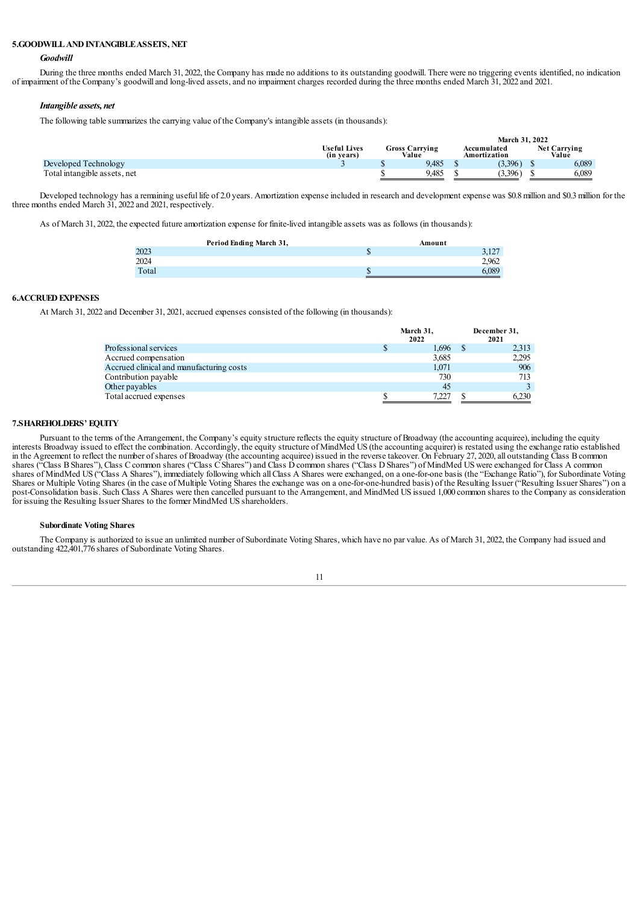## 5. GOODWILL AND INTANGIBLE ASSETS, NET

### *Goodwill*

During the three months ended March 31, 2022, the Company has made no additions to its outstanding goodwill. There were no triggering events identified, no indication of impairment of the Company's goodwill and long-lived assets, and no impairment charges recorded during the three months ended March 31, 2022 and 2021.

### *Intangible assets, net*

The following table summarizes the carrying value of the Company's intangible assets (in thousands):

| | March 31, 2022 | | | |
|---|---|---|---|---|
| | Useful Lives (in years) | Gross Carrying Value | Accumulated Amortization | Net Carrying Value |
| Developed Technology | 3 | $ 9,485 | $ (3,396) | $ 6,089 |
| Total intangible assets, net | | $ 9,485 | $ (3,396) | $ 6,089 |

Developed technology has a remaining useful life of 2.0 years. Amortization expense included in research and development expense was $0.8 million and $0.3 million for the three months ended March 31, 2022 and 2021, respectively.

As of March 31, 2022, the expected future amortization expense for finite-lived intangible assets was as follows (in thousands):

| Period Ending March 31, | Amount |
|---|---|
| 2023 | $ 3,127 |
| 2024 | 2,962 |
| Total | $ 6,089 |

## 6. ACCRUED EXPENSES

At March 31, 2022 and December 31, 2021, accrued expenses consisted of the following (in thousands):

| | March 31, 2022 | December 31, 2021 |
|---|---|---|
| Professional services | $ 1,696 | $ 2,313 |
| Accrued compensation | 3,685 | 2,295 |
| Accrued clinical and manufacturing costs | 1,071 | 906 |
| Contribution payable | 730 | 713 |
| Other payables | 45 | 3 |
| Total accrued expenses | $ 7,227 | $ 6,230 |

## 7. SHAREHOLDERS' EQUITY

Pursuant to the terms of the Arrangement, the Company's equity structure reflects the equity structure of Broadway (the accounting acquiree), including the equity interests Broadway issued to effect the combination. Accordingly, the equity structure of MindMed US (the accounting acquirer) is restated using the exchange ratio established in the Agreement to reflect the number of shares of Broadway (the accounting acquiree) issued in the reverse takeover. On February 27, 2020, all outstanding Class B common shares ("Class B Shares"), Class C common shares ("Class C Shares") and Class D common shares ("Class D Shares") of MindMed US were exchanged for Class A common shares of MindMed US ("Class A Shares"), immediately following which all Class A Shares were exchanged, on a one-for-one basis (the "Exchange Ratio"), for Subordinate Voting Shares or Multiple Voting Shares (in the case of Multiple Voting Shares the exchange was on a one-for-one-hundred basis) of the Resulting Issuer ("Resulting Issuer Shares") on a post-Consolidation basis. Such Class A Shares were then cancelled pursuant to the Arrangement, and MindMed US issued 1,000 common shares to the Company as consideration for issuing the Resulting Issuer Shares to the former MindMed US shareholders.

**Subordinate Voting Shares**

The Company is authorized to issue an unlimited number of Subordinate Voting Shares, which have no par value. As of March 31, 2022, the Company had issued and outstanding 422,401,776 shares of Subordinate Voting Shares.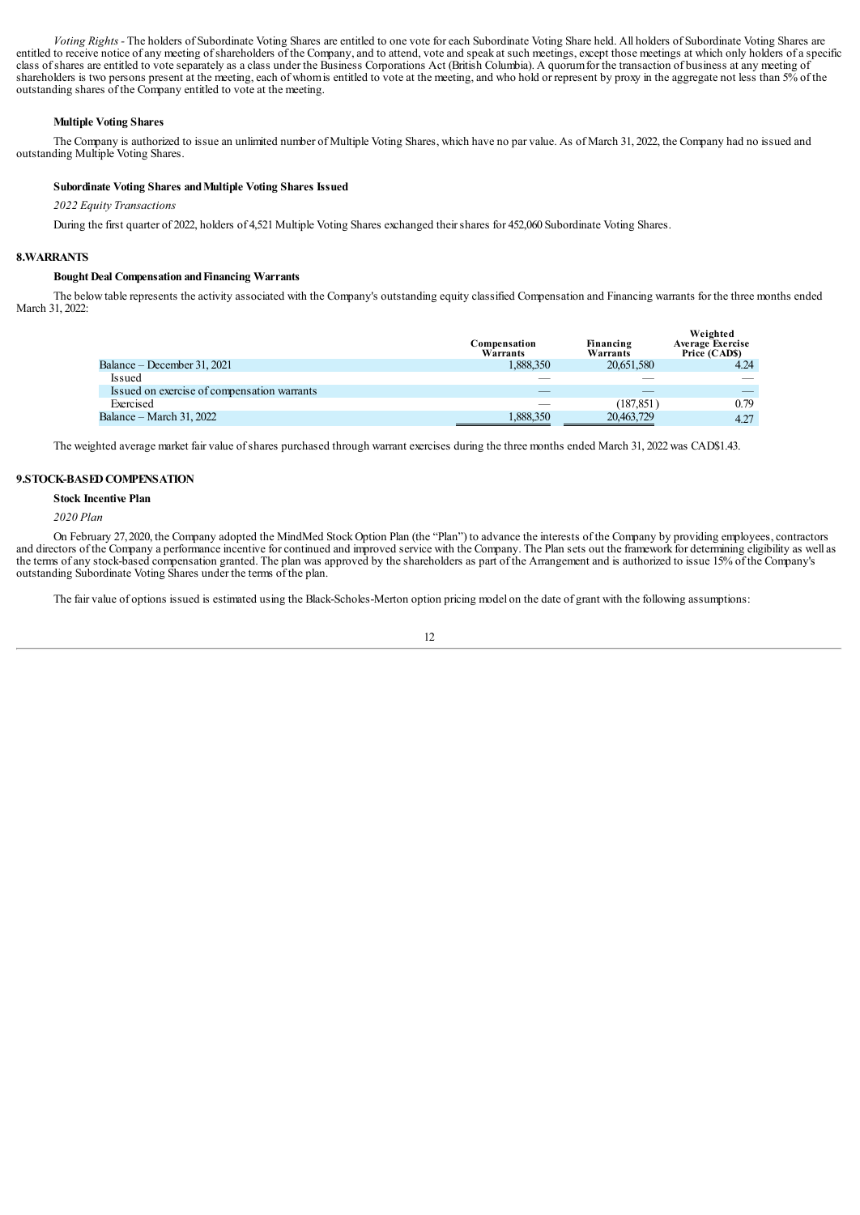*Voting Rights* - The holders of Subordinate Voting Shares are entitled to one vote for each Subordinate Voting Share held. All holders of Subordinate Voting Shares are entitled to receive notice of any meeting of shareholders of the Company, and to attend, vote and speak at such meetings, except those meetings at which only holders of a specific class of shares are entitled to vote separately as a class under the Business Corporations Act (British Columbia). A quorum for the transaction of business at any meeting of shareholders is two persons present at the meeting, each of whom is entitled to vote at the meeting, and who hold or represent by proxy in the aggregate not less than 5% of the outstanding shares of the Company entitled to vote at the meeting.

**Multiple Voting Shares**

The Company is authorized to issue an unlimited number of Multiple Voting Shares, which have no par value. As of March 31, 2022, the Company had no issued and outstanding Multiple Voting Shares.

**Subordinate Voting Shares and Multiple Voting Shares Issued**

*2022 Equity Transactions*

During the first quarter of 2022, holders of 4,521 Multiple Voting Shares exchanged their shares for 452,060 Subordinate Voting Shares.

## 8. WARRANTS

**Bought Deal Compensation and Financing Warrants**

The below table represents the activity associated with the Company's outstanding equity classified Compensation and Financing warrants for the three months ended March 31, 2022:

| | Compensation Warrants | Financing Warrants | Weighted Average Exercise Price (CAD$) |
|---|---|---|---|
| Balance – December 31, 2021 | 1,888,350 | 20,651,580 | 4.24 |
| Issued | — | — | — |
| Issued on exercise of compensation warrants | — | — | — |
| Exercised | — | (187,851) | 0.79 |
| Balance – March 31, 2022 | 1,888,350 | 20,463,729 | 4.27 |

The weighted average market fair value of shares purchased through warrant exercises during the three months ended March 31, 2022 was CAD$1.43.

## 9. STOCK-BASED COMPENSATION

**Stock Incentive Plan**

*2020 Plan*

On February 27, 2020, the Company adopted the MindMed Stock Option Plan (the "Plan") to advance the interests of the Company by providing employees, contractors and directors of the Company a performance incentive for continued and improved service with the Company. The Plan sets out the framework for determining eligibility as well as the terms of any stock-based compensation granted. The plan was approved by the shareholders as part of the Arrangement and is authorized to issue 15% of the Company's outstanding Subordinate Voting Shares under the terms of the plan.

The fair value of options issued is estimated using the Black-Scholes-Merton option pricing model on the date of grant with the following assumptions: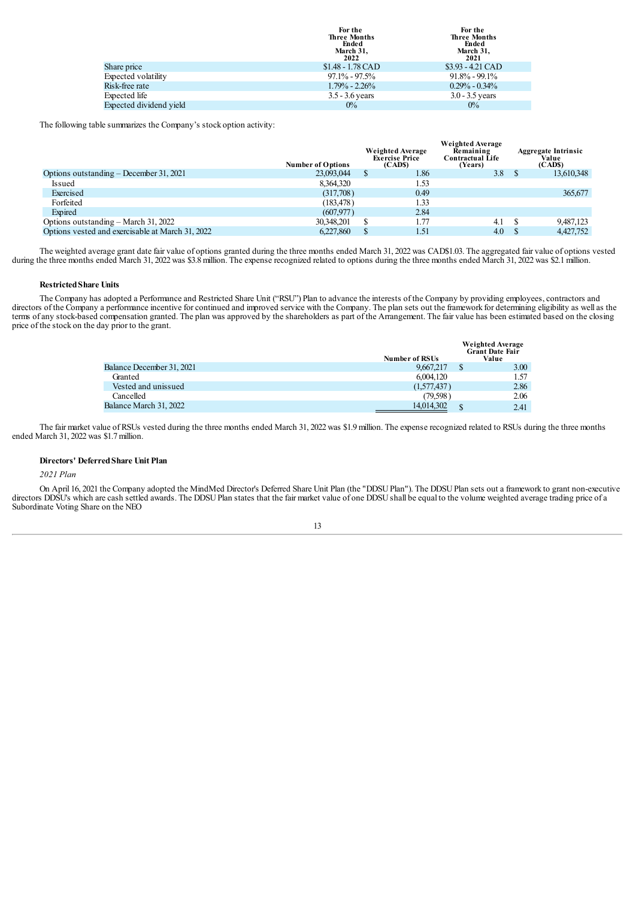| | For the Three Months Ended March 31, 2022 | For the Three Months Ended March 31, 2021 |
|---|---|---|
| Share price | $1.48 - 1.78 CAD | $3.93 - 4.21 CAD |
| Expected volatility | 97.1% - 97.5% | 91.8% - 99.1% |
| Risk-free rate | 1.79% - 2.26% | 0.29% - 0.34% |
| Expected life | 3.5 - 3.6 years | 3.0 - 3.5 years |
| Expected dividend yield | 0% | 0% |

The following table summarizes the Company's stock option activity:

| | Number of Options | Weighted Average Exercise Price (CAD$) | Weighted Average Remaining Contractual Life (Years) | Aggregate Intrinsic Value (CAD$) |
|---|---|---|---|---|
| Options outstanding – December 31, 2021 | 23,093,044 | $ 1.86 | 3.8 | $ 13,610,348 |
| Issued | 8,364,320 | 1.53 | | |
| Exercised | (317,708) | 0.49 | | 365,677 |
| Forfeited | (183,478) | 1.33 | | |
| Expired | (607,977) | 2.84 | | |
| Options outstanding – March 31, 2022 | 30,348,201 | $ 1.77 | 4.1 | $ 9,487,123 |
| Options vested and exercisable at March 31, 2022 | 6,227,860 | $ 1.51 | 4.0 | $ 4,427,752 |

The weighted average grant date fair value of options granted during the three months ended March 31, 2022 was CAD$1.03. The aggregated fair value of options vested during the three months ended March 31, 2022 was $3.8 million. The expense recognized related to options during the three months ended March 31, 2022 was $2.1 million.

**Restricted Share Units**

The Company has adopted a Performance and Restricted Share Unit ("RSU") Plan to advance the interests of the Company by providing employees, contractors and directors of the Company a performance incentive for continued and improved service with the Company. The plan sets out the framework for determining eligibility as well as the terms of any stock-based compensation granted. The plan was approved by the shareholders as part of the Arrangement. The fair value has been estimated based on the closing price of the stock on the day prior to the grant.

| | Number of RSUs | Weighted Average Grant Date Fair Value |
|---|---|---|
| Balance December 31, 2021 | 9,667,217 | $ 3.00 |
| Granted | 6,004,120 | 1.57 |
| Vested and unissued | (1,577,437) | 2.86 |
| Cancelled | (79,598) | 2.06 |
| Balance March 31, 2022 | 14,014,302 | $ 2.41 |

The fair market value of RSUs vested during the three months ended March 31, 2022 was $1.9 million. The expense recognized related to RSUs during the three months ended March 31, 2022 was $1.7 million.

**Directors' Deferred Share Unit Plan**

*2021 Plan*

On April 16, 2021 the Company adopted the MindMed Director's Deferred Share Unit Plan (the "DDSU Plan"). The DDSU Plan sets out a framework to grant non-executive directors DDSU's which are cash settled awards. The DDSU Plan states that the fair market value of one DDSU shall be equal to the volume weighted average trading price of a Subordinate Voting Share on the NEO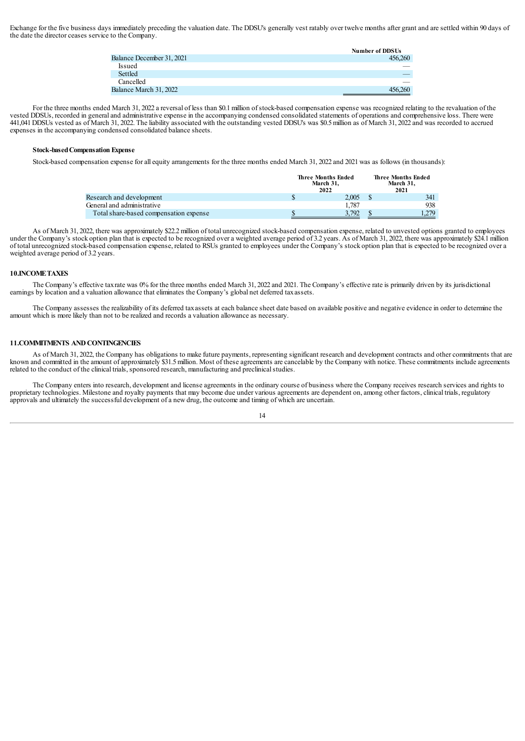Exchange for the five business days immediately preceding the valuation date. The DDSU's generally vest ratably over twelve months after grant and are settled within 90 days of the date the director ceases service to the Company.

| | Number of DDSUs |
|---|---|
| Balance December 31, 2021 | 456,260 |
| Issued | — |
| Settled | — |
| Cancelled | — |
| Balance March 31, 2022 | 456,260 |

For the three months ended March 31, 2022 a reversal of less than $0.1 million of stock-based compensation expense was recognized relating to the revaluation of the vested DDSUs, recorded in general and administrative expense in the accompanying condensed consolidated statements of operations and comprehensive loss. There were 441,041 DDSUs vested as of March 31, 2022. The liability associated with the outstanding vested DDSU's was $0.5 million as of March 31, 2022 and was recorded to accrued expenses in the accompanying condensed consolidated balance sheets.

### Stock-based Compensation Expense

Stock-based compensation expense for all equity arrangements for the three months ended March 31, 2022 and 2021 was as follows (in thousands):

| | Three Months Ended March 31, 2022 | Three Months Ended March 31, 2021 |
|---|---|---|
| Research and development | $ 2,005 | $ 341 |
| General and administrative | 1,787 | 938 |
| Total share-based compensation expense | $ 3,792 | $ 1,279 |

As of March 31, 2022, there was approximately $22.2 million of total unrecognized stock-based compensation expense, related to unvested options granted to employees under the Company's stock option plan that is expected to be recognized over a weighted average period of 3.2 years. As of March 31, 2022, there was approximately $24.1 million of total unrecognized stock-based compensation expense, related to RSUs granted to employees under the Company's stock option plan that is expected to be recognized over a weighted average period of 3.2 years.

## 10. INCOME TAXES

The Company's effective tax rate was 0% for the three months ended March 31, 2022 and 2021. The Company's effective rate is primarily driven by its jurisdictional earnings by location and a valuation allowance that eliminates the Company's global net deferred tax assets.

The Company assesses the realizability of its deferred tax assets at each balance sheet date based on available positive and negative evidence in order to determine the amount which is more likely than not to be realized and records a valuation allowance as necessary.

## 11. COMMITMENTS AND CONTINGENCIES

As of March 31, 2022, the Company has obligations to make future payments, representing significant research and development contracts and other commitments that are known and committed in the amount of approximately $31.5 million. Most of these agreements are cancelable by the Company with notice. These commitments include agreements related to the conduct of the clinical trials, sponsored research, manufacturing and preclinical studies.

The Company enters into research, development and license agreements in the ordinary course of business where the Company receives research services and rights to proprietary technologies. Milestone and royalty payments that may become due under various agreements are dependent on, among other factors, clinical trials, regulatory approvals and ultimately the successful development of a new drug, the outcome and timing of which are uncertain.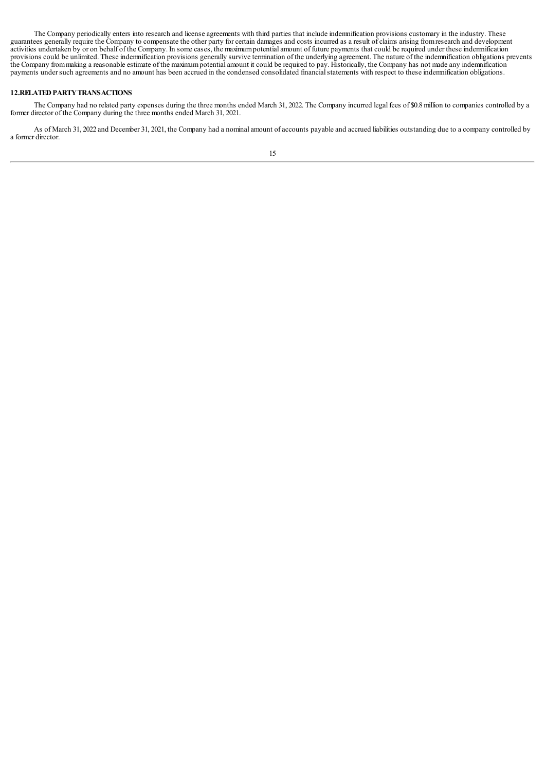The Company periodically enters into research and license agreements with third parties that include indemnification provisions customary in the industry. These guarantees generally require the Company to compensate the other party for certain damages and costs incurred as a result of claims arising from research and development activities undertaken by or on behalf of the Company. In some cases, the maximum potential amount of future payments that could be required under these indemnification provisions could be unlimited. These indemnification provisions generally survive termination of the underlying agreement. The nature of the indemnification obligations prevents the Company from making a reasonable estimate of the maximum potential amount it could be required to pay. Historically, the Company has not made any indemnification payments under such agreements and no amount has been accrued in the condensed consolidated financial statements with respect to these indemnification obligations.

## 12. RELATED PARTY TRANSACTIONS

The Company had no related party expenses during the three months ended March 31, 2022. The Company incurred legal fees of $0.8 million to companies controlled by a former director of the Company during the three months ended March 31, 2021.

As of March 31, 2022 and December 31, 2021, the Company had a nominal amount of accounts payable and accrued liabilities outstanding due to a company controlled by a former director.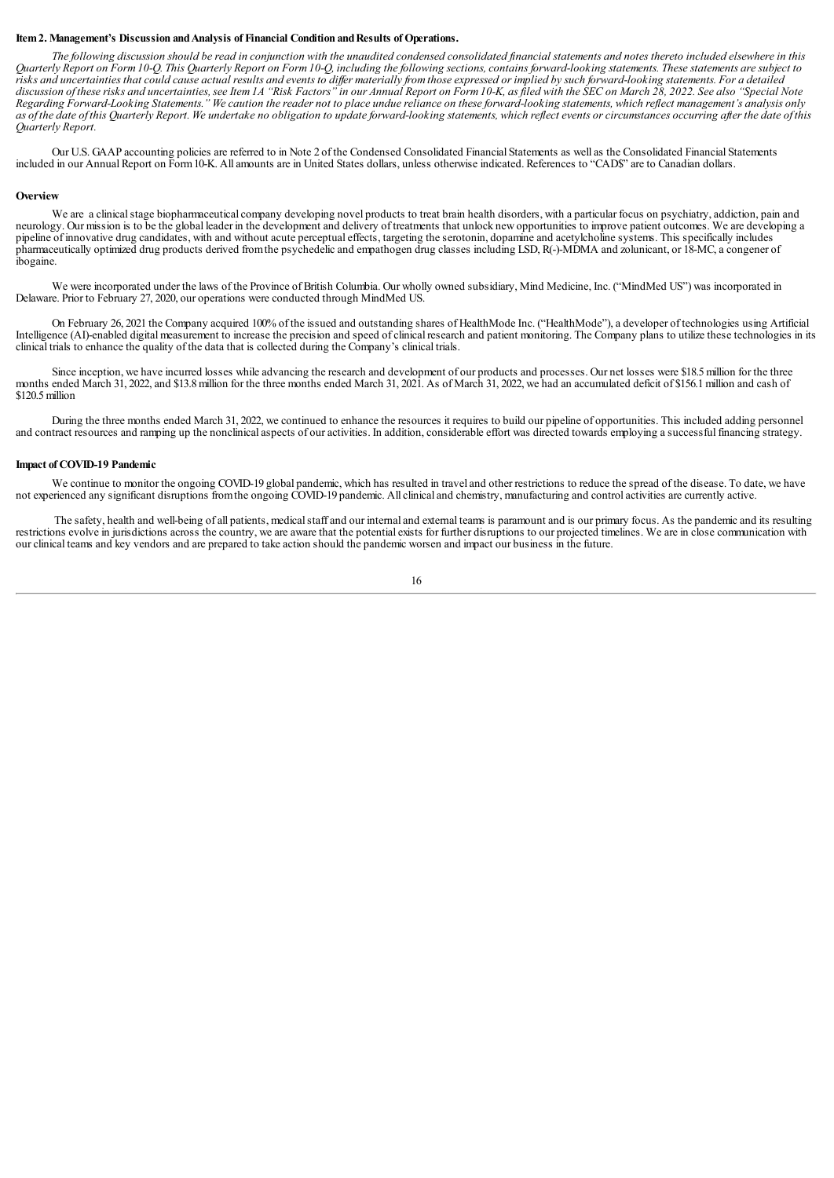**Item 2. Management's Discussion and Analysis of Financial Condition and Results of Operations.**

*The following discussion should be read in conjunction with the unaudited condensed consolidated financial statements and notes thereto included elsewhere in this Quarterly Report on Form 10-Q. This Quarterly Report on Form 10-Q, including the following sections, contains forward-looking statements. These statements are subject to risks and uncertainties that could cause actual results and events to differ materially from those expressed or implied by such forward-looking statements. For a detailed discussion of these risks and uncertainties, see Item 1A "Risk Factors" in our Annual Report on Form 10-K, as filed with the SEC on March 28, 2022. See also "Special Note Regarding Forward-Looking Statements." We caution the reader not to place undue reliance on these forward-looking statements, which reflect management's analysis only as of the date of this Quarterly Report. We undertake no obligation to update forward-looking statements, which reflect events or circumstances occurring after the date of this Quarterly Report.*

Our U.S. GAAP accounting policies are referred to in Note 2 of the Condensed Consolidated Financial Statements as well as the Consolidated Financial Statements included in our Annual Report on Form 10-K. All amounts are in United States dollars, unless otherwise indicated. References to "CAD$" are to Canadian dollars.

**Overview**

We are a clinical stage biopharmaceutical company developing novel products to treat brain health disorders, with a particular focus on psychiatry, addiction, pain and neurology. Our mission is to be the global leader in the development and delivery of treatments that unlock new opportunities to improve patient outcomes. We are developing a pipeline of innovative drug candidates, with and without acute perceptual effects, targeting the serotonin, dopamine and acetylcholine systems. This specifically includes pharmaceutically optimized drug products derived from the psychedelic and empathogen drug classes including LSD, R(-)-MDMA and zolunicant, or 18-MC, a congener of ibogaine.

We were incorporated under the laws of the Province of British Columbia. Our wholly owned subsidiary, Mind Medicine, Inc. ("MindMed US") was incorporated in Delaware. Prior to February 27, 2020, our operations were conducted through MindMed US.

On February 26, 2021 the Company acquired 100% of the issued and outstanding shares of HealthMode Inc. ("HealthMode"), a developer of technologies using Artificial Intelligence (AI)-enabled digital measurement to increase the precision and speed of clinical research and patient monitoring. The Company plans to utilize these technologies in its clinical trials to enhance the quality of the data that is collected during the Company's clinical trials.

Since inception, we have incurred losses while advancing the research and development of our products and processes. Our net losses were $18.5 million for the three months ended March 31, 2022, and $13.8 million for the three months ended March 31, 2021. As of March 31, 2022, we had an accumulated deficit of $156.1 million and cash of $120.5 million

During the three months ended March 31, 2022, we continued to enhance the resources it requires to build our pipeline of opportunities. This included adding personnel and contract resources and ramping up the nonclinical aspects of our activities. In addition, considerable effort was directed towards employing a successful financing strategy.

**Impact of COVID-19 Pandemic**

We continue to monitor the ongoing COVID-19 global pandemic, which has resulted in travel and other restrictions to reduce the spread of the disease. To date, we have not experienced any significant disruptions from the ongoing COVID-19 pandemic. All clinical and chemistry, manufacturing and control activities are currently active.

The safety, health and well-being of all patients, medical staff and our internal and external teams is paramount and is our primary focus. As the pandemic and its resulting restrictions evolve in jurisdictions across the country, we are aware that the potential exists for further disruptions to our projected timelines. We are in close communication with our clinical teams and key vendors and are prepared to take action should the pandemic worsen and impact our business in the future.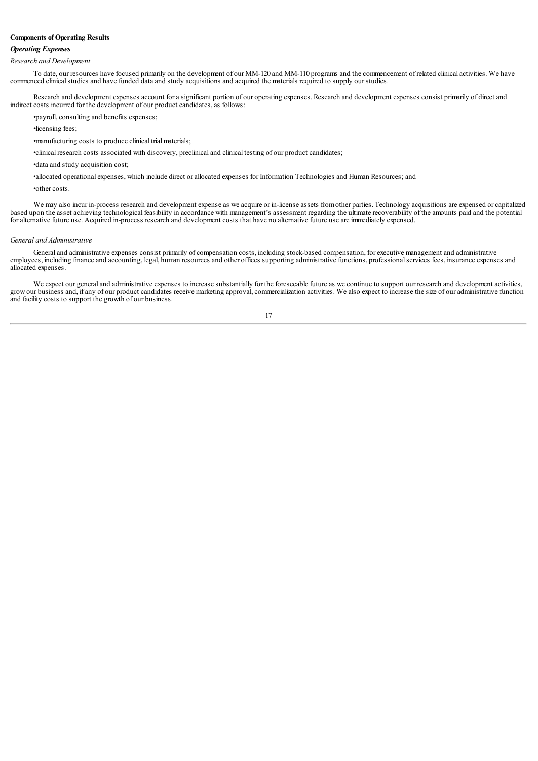**Components of Operating Results**

***Operating Expenses***

*Research and Development*

To date, our resources have focused primarily on the development of our MM-120 and MM-110 programs and the commencement of related clinical activities. We have commenced clinical studies and have funded data and study acquisitions and acquired the materials required to supply our studies.

Research and development expenses account for a significant portion of our operating expenses. Research and development expenses consist primarily of direct and indirect costs incurred for the development of our product candidates, as follows:

- payroll, consulting and benefits expenses;
- licensing fees;
- manufacturing costs to produce clinical trial materials;
- clinical research costs associated with discovery, preclinical and clinical testing of our product candidates;
- data and study acquisition cost;
- allocated operational expenses, which include direct or allocated expenses for Information Technologies and Human Resources; and
- other costs.

We may also incur in-process research and development expense as we acquire or in-license assets from other parties. Technology acquisitions are expensed or capitalized based upon the asset achieving technological feasibility in accordance with management's assessment regarding the ultimate recoverability of the amounts paid and the potential for alternative future use. Acquired in-process research and development costs that have no alternative future use are immediately expensed.

*General and Administrative*

General and administrative expenses consist primarily of compensation costs, including stock-based compensation, for executive management and administrative employees, including finance and accounting, legal, human resources and other offices supporting administrative functions, professional services fees, insurance expenses and allocated expenses.

We expect our general and administrative expenses to increase substantially for the foreseeable future as we continue to support our research and development activities, grow our business and, if any of our product candidates receive marketing approval, commercialization activities. We also expect to increase the size of our administrative function and facility costs to support the growth of our business.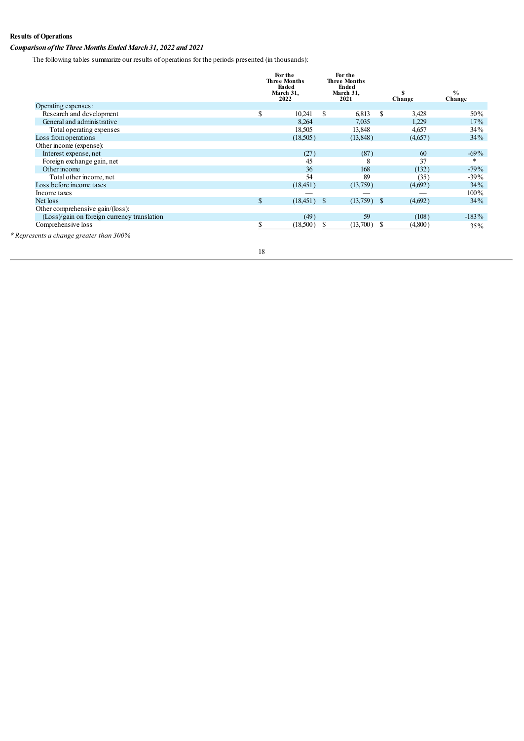**Results of Operations**

***Comparison of the Three Months Ended March 31, 2022 and 2021***

The following tables summarize our results of operations for the periods presented (in thousands):

| | For the Three Months Ended March 31, 2022 | For the Three Months Ended March 31, 2021 | $ Change | % Change |
|---|---|---|---|---|
| Operating expenses: | | | | |
| Research and development | $ 10,241 | $ 6,813 | $ 3,428 | 50% |
| General and administrative | 8,264 | 7,035 | 1,229 | 17% |
| Total operating expenses | 18,505 | 13,848 | 4,657 | 34% |
| Loss from operations | (18,505) | (13,848) | (4,657) | 34% |
| Other income (expense): | | | | |
| Interest expense, net | (27) | (87) | 60 | -69% |
| Foreign exchange gain, net | 45 | 8 | 37 | * |
| Other income | 36 | 168 | (132) | -79% |
| Total other income, net | 54 | 89 | (35) | -39% |
| Loss before income taxes | (18,451) | (13,759) | (4,692) | 34% |
| Income taxes | — | — | — | 100% |
| Net loss | $ (18,451) | $ (13,759) | $ (4,692) | 34% |
| Other comprehensive gain/(loss): | | | | |
| (Loss)/gain on foreign currency translation | (49) | 59 | (108) | -183% |
| Comprehensive loss | $ (18,500) | $ (13,700) | $ (4,800) | 35% |

*\* Represents a change greater than 300%*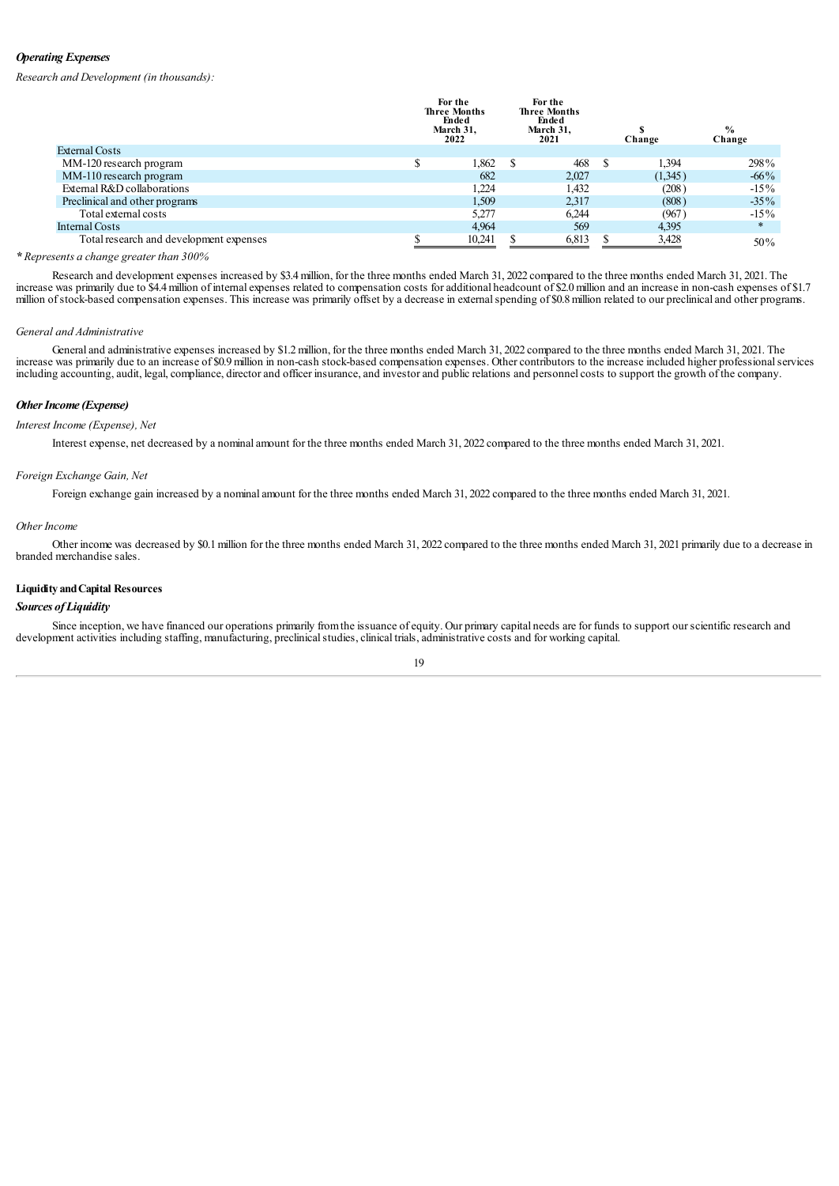***Operating Expenses***

*Research and Development (in thousands):*

| | For the Three Months Ended March 31, 2022 | For the Three Months Ended March 31, 2021 | $ Change | % Change |
|---|---|---|---|---|
| External Costs | | | | |
| MM-120 research program | $ 1,862 | $ 468 | $ 1,394 | 298% |
| MM-110 research program | 682 | 2,027 | (1,345) | -66% |
| External R&D collaborations | 1,224 | 1,432 | (208) | -15% |
| Preclinical and other programs | 1,509 | 2,317 | (808) | -35% |
| Total external costs | 5,277 | 6,244 | (967) | -15% |
| Internal Costs | 4,964 | 569 | 4,395 | * |
| Total research and development expenses | $ 10,241 | $ 6,813 | $ 3,428 | 50% |

*\* Represents a change greater than 300%*

Research and development expenses increased by $3.4 million, for the three months ended March 31, 2022 compared to the three months ended March 31, 2021. The increase was primarily due to $4.4 million of internal expenses related to compensation costs for additional headcount of $2.0 million and an increase in non-cash expenses of $1.7 million of stock-based compensation expenses. This increase was primarily offset by a decrease in external spending of $0.8 million related to our preclinical and other programs.

*General and Administrative*

General and administrative expenses increased by $1.2 million, for the three months ended March 31, 2022 compared to the three months ended March 31, 2021. The increase was primarily due to an increase of $0.9 million in non-cash stock-based compensation expenses. Other contributors to the increase included higher professional services including accounting, audit, legal, compliance, director and officer insurance, and investor and public relations and personnel costs to support the growth of the company.

***Other Income (Expense)***

*Interest Income (Expense), Net*

Interest expense, net decreased by a nominal amount for the three months ended March 31, 2022 compared to the three months ended March 31, 2021.

*Foreign Exchange Gain, Net*

Foreign exchange gain increased by a nominal amount for the three months ended March 31, 2022 compared to the three months ended March 31, 2021.

*Other Income*

Other income was decreased by $0.1 million for the three months ended March 31, 2022 compared to the three months ended March 31, 2021 primarily due to a decrease in branded merchandise sales.

**Liquidity and Capital Resources**

***Sources of Liquidity***

Since inception, we have financed our operations primarily from the issuance of equity. Our primary capital needs are for funds to support our scientific research and development activities including staffing, manufacturing, preclinical studies, clinical trials, administrative costs and for working capital.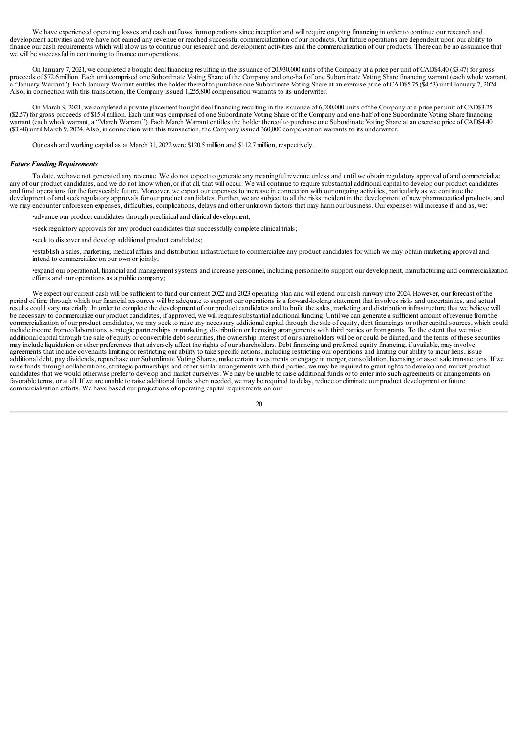We have experienced operating losses and cash outflows from operations since inception and will require ongoing financing in order to continue our research and development activities and we have not earned any revenue or reached successful commercialization of our products. Our future operations are dependent upon our ability to finance our cash requirements which will allow us to continue our research and development activities and the commercialization of our products. There can be no assurance that we will be successful in continuing to finance our operations.

On January 7, 2021, we completed a bought deal financing resulting in the issuance of 20,930,000 units of the Company at a price per unit of CAD$4.40 ($3.47) for gross proceeds of $72.6 million. Each unit comprised one Subordinate Voting Share of the Company and one-half of one Subordinate Voting Share financing warrant (each whole warrant, a "January Warrant"). Each January Warrant entitles the holder thereof to purchase one Subordinate Voting Share at an exercise price of CAD$5.75 ($4.53) until January 7, 2024. Also, in connection with this transaction, the Company issued 1,255,800 compensation warrants to its underwriter.

On March 9, 2021, we completed a private placement bought deal financing resulting in the issuance of 6,000,000 units of the Company at a price per unit of CAD$3.25 ($2.57) for gross proceeds of $15.4 million. Each unit was comprised of one Subordinate Voting Share of the Company and one-half of one Subordinate Voting Share financing warrant (each whole warrant, a "March Warrant"). Each March Warrant entitles the holder thereof to purchase one Subordinate Voting Share at an exercise price of CAD$4.40 ($3.48) until March 9, 2024. Also, in connection with this transaction, the Company issued 360,000 compensation warrants to its underwriter.

Our cash and working capital as at March 31, 2022 were $120.5 million and $112.7 million, respectively.

***Future Funding Requirements***

To date, we have not generated any revenue. We do not expect to generate any meaningful revenue unless and until we obtain regulatory approval of and commercialize any of our product candidates, and we do not know when, or if at all, that will occur. We will continue to require substantial additional capital to develop our product candidates and fund operations for the foreseeable future. Moreover, we expect our expenses to increase in connection with our ongoing activities, particularly as we continue the development of and seek regulatory approvals for our product candidates. Further, we are subject to all the risks incident in the development of new pharmaceutical products, and we may encounter unforeseen expenses, difficulties, complications, delays and other unknown factors that may harm our business. Our expenses will increase if, and as, we:

- advance our product candidates through preclinical and clinical development;
- seek regulatory approvals for any product candidates that successfully complete clinical trials;
- seek to discover and develop additional product candidates;
- establish a sales, marketing, medical affairs and distribution infrastructure to commercialize any product candidates for which we may obtain marketing approval and intend to commercialize on our own or jointly;
- expand our operational, financial and management systems and increase personnel, including personnel to support our development, manufacturing and commercialization efforts and our operations as a public company;

We expect our current cash will be sufficient to fund our current 2022 and 2023 operating plan and will extend our cash runway into 2024. However, our forecast of the period of time through which our financial resources will be adequate to support our operations is a forward-looking statement that involves risks and uncertainties, and actual results could vary materially. In order to complete the development of our product candidates and to build the sales, marketing and distribution infrastructure that we believe will be necessary to commercialize our product candidates, if approved, we will require substantial additional funding. Until we can generate a sufficient amount of revenue from the commercialization of our product candidates, we may seek to raise any necessary additional capital through the sale of equity, debt financings or other capital sources, which could include income from collaborations, strategic partnerships or marketing, distribution or licensing arrangements with third parties or from grants. To the extent that we raise additional capital through the sale of equity or convertible debt securities, the ownership interest of our shareholders will be or could be diluted, and the terms of these securities may include liquidation or other preferences that adversely affect the rights of our shareholders. Debt financing and preferred equity financing, if available, may involve agreements that include covenants limiting or restricting our ability to take specific actions, including restricting our operations and limiting our ability to incur liens, issue additional debt, pay dividends, repurchase our Subordinate Voting Shares, make certain investments or engage in merger, consolidation, licensing or asset sale transactions. If we raise funds through collaborations, strategic partnerships and other similar arrangements with third parties, we may be required to grant rights to develop and market product candidates that we would otherwise prefer to develop and market ourselves. We may be unable to raise additional funds or to enter into such agreements or arrangements on favorable terms, or at all. If we are unable to raise additional funds when needed, we may be required to delay, reduce or eliminate our product development or future commercialization efforts. We have based our projections of operating capital requirements on our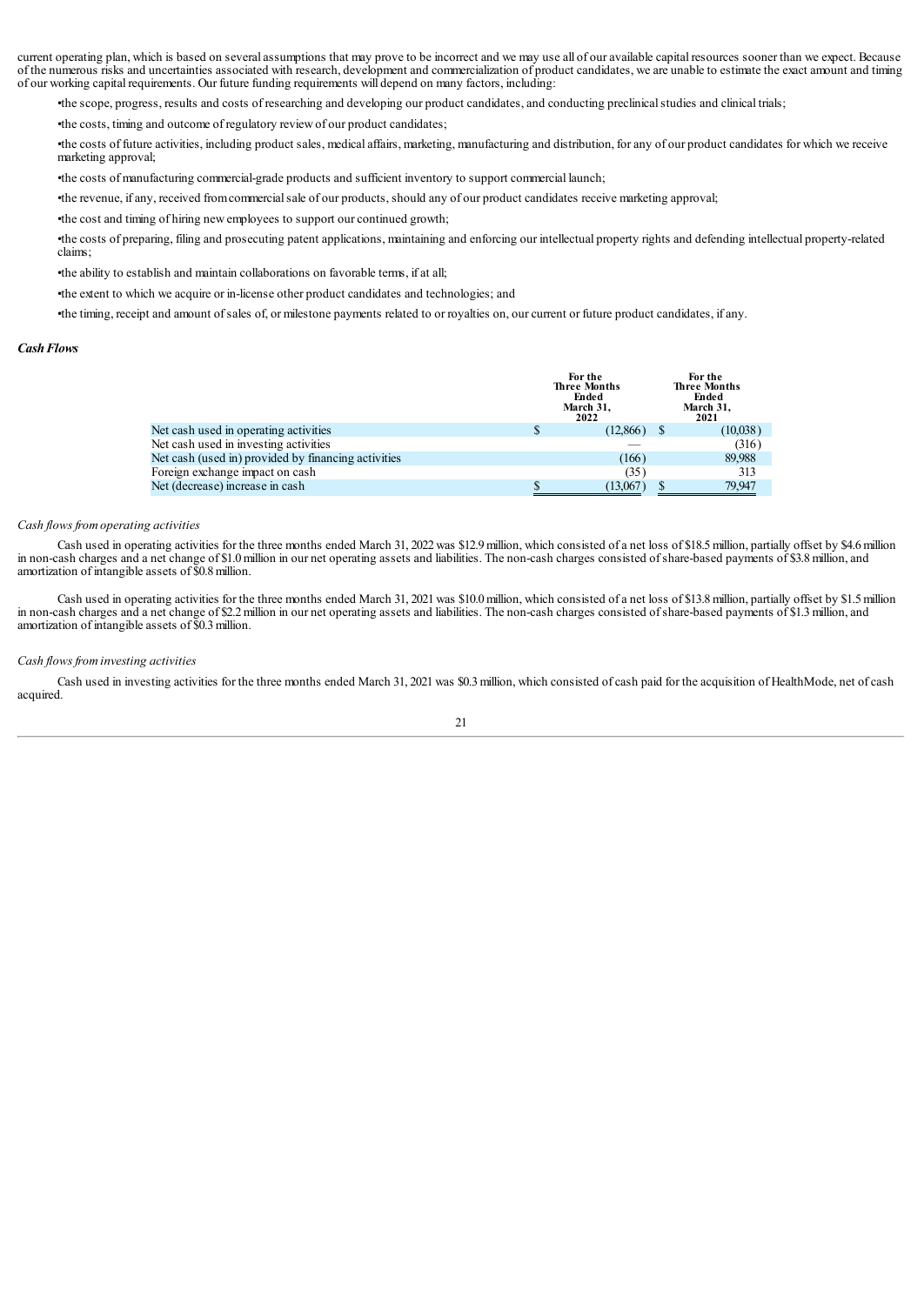current operating plan, which is based on several assumptions that may prove to be incorrect and we may use all of our available capital resources sooner than we expect. Because of the numerous risks and uncertainties associated with research, development and commercialization of product candidates, we are unable to estimate the exact amount and timing of our working capital requirements. Our future funding requirements will depend on many factors, including:

•the scope, progress, results and costs of researching and developing our product candidates, and conducting preclinical studies and clinical trials;

•the costs, timing and outcome of regulatory review of our product candidates;

•the costs of future activities, including product sales, medical affairs, marketing, manufacturing and distribution, for any of our product candidates for which we receive marketing approval;

•the costs of manufacturing commercial-grade products and sufficient inventory to support commercial launch;

•the revenue, if any, received from commercial sale of our products, should any of our product candidates receive marketing approval;

•the cost and timing of hiring new employees to support our continued growth;

•the costs of preparing, filing and prosecuting patent applications, maintaining and enforcing our intellectual property rights and defending intellectual property-related claims;

•the ability to establish and maintain collaborations on favorable terms, if at all;

•the extent to which we acquire or in-license other product candidates and technologies; and

•the timing, receipt and amount of sales of, or milestone payments related to or royalties on, our current or future product candidates, if any.

***Cash Flows***

| | For the Three Months Ended March 31, 2022 | For the Three Months Ended March 31, 2021 |
|---|---|---|
| Net cash used in operating activities | $ (12,866) | $ (10,038) |
| Net cash used in investing activities | — | (316) |
| Net cash (used in) provided by financing activities | (166) | 89,988 |
| Foreign exchange impact on cash | (35) | 313 |
| Net (decrease) increase in cash | $ (13,067) | $ 79,947 |

*Cash flows from operating activities*

Cash used in operating activities for the three months ended March 31, 2022 was $12.9 million, which consisted of a net loss of $18.5 million, partially offset by $4.6 million in non-cash charges and a net change of $1.0 million in our net operating assets and liabilities. The non-cash charges consisted of share-based payments of $3.8 million, and amortization of intangible assets of $0.8 million.

Cash used in operating activities for the three months ended March 31, 2021 was $10.0 million, which consisted of a net loss of $13.8 million, partially offset by $1.5 million in non-cash charges and a net change of $2.2 million in our net operating assets and liabilities. The non-cash charges consisted of share-based payments of $1.3 million, and amortization of intangible assets of $0.3 million.

*Cash flows from investing activities*

Cash used in investing activities for the three months ended March 31, 2021 was $0.3 million, which consisted of cash paid for the acquisition of HealthMode, net of cash acquired.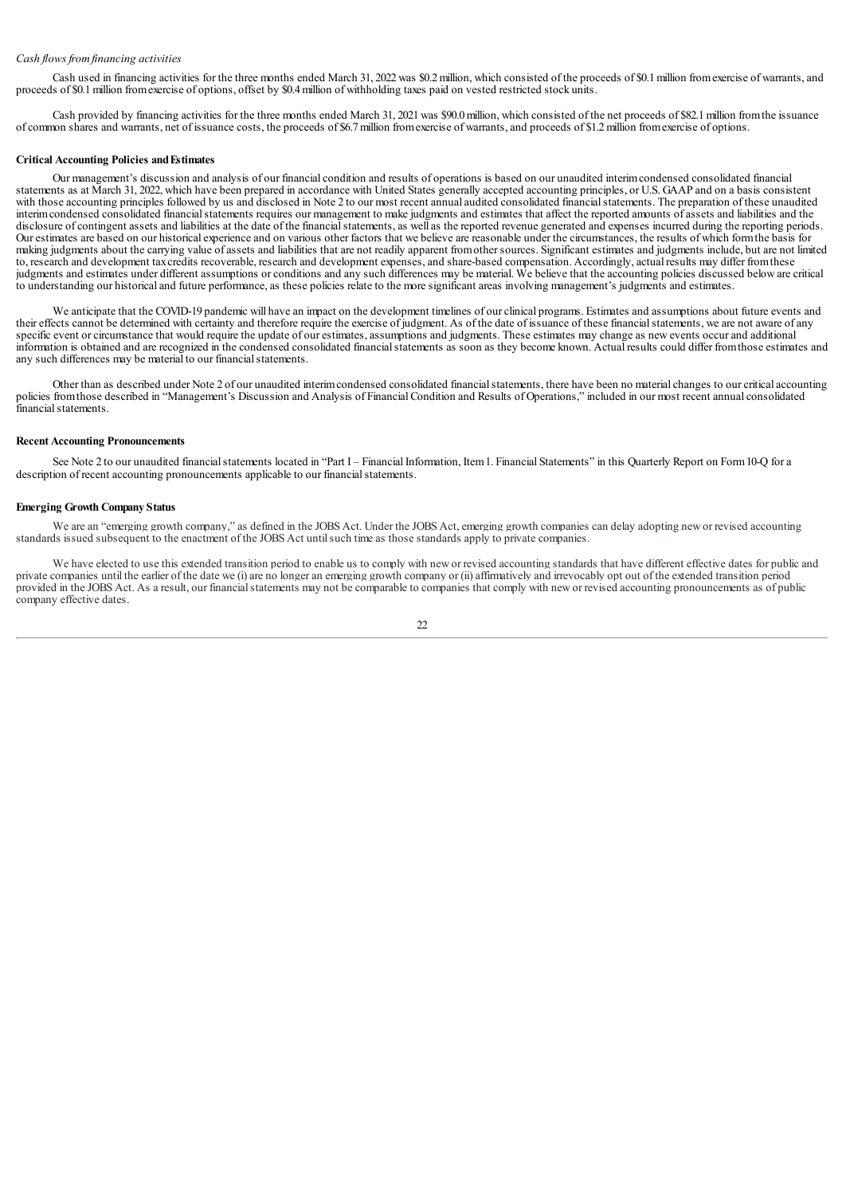*Cash flows from financing activities*

Cash used in financing activities for the three months ended March 31, 2022 was $0.2 million, which consisted of the proceeds of $0.1 million from exercise of warrants, and proceeds of $0.1 million from exercise of options, offset by $0.4 million of withholding taxes paid on vested restricted stock units.

Cash provided by financing activities for the three months ended March 31, 2021 was $90.0 million, which consisted of the net proceeds of $82.1 million from the issuance of common shares and warrants, net of issuance costs, the proceeds of $6.7 million from exercise of warrants, and proceeds of $1.2 million from exercise of options.

**Critical Accounting Policies and Estimates**

Our management's discussion and analysis of our financial condition and results of operations is based on our unaudited interim condensed consolidated financial statements as at March 31, 2022, which have been prepared in accordance with United States generally accepted accounting principles, or U.S. GAAP and on a basis consistent with those accounting principles followed by us and disclosed in Note 2 to our most recent annual audited consolidated financial statements. The preparation of these unaudited interim condensed consolidated financial statements requires our management to make judgments and estimates that affect the reported amounts of assets and liabilities and the disclosure of contingent assets and liabilities at the date of the financial statements, as well as the reported revenue generated and expenses incurred during the reporting periods. Our estimates are based on our historical experience and on various other factors that we believe are reasonable under the circumstances, the results of which form the basis for making judgments about the carrying value of assets and liabilities that are not readily apparent from other sources. Significant estimates and judgments include, but are not limited to, research and development tax credits recoverable, research and development expenses, and share-based compensation. Accordingly, actual results may differ from these judgments and estimates under different assumptions or conditions and any such differences may be material. We believe that the accounting policies discussed below are critical to understanding our historical and future performance, as these policies relate to the more significant areas involving management's judgments and estimates.

We anticipate that the COVID-19 pandemic will have an impact on the development timelines of our clinical programs. Estimates and assumptions about future events and their effects cannot be determined with certainty and therefore require the exercise of judgment. As of the date of issuance of these financial statements, we are not aware of any specific event or circumstance that would require the update of our estimates, assumptions and judgments. These estimates may change as new events occur and additional information is obtained and are recognized in the condensed consolidated financial statements as soon as they become known. Actual results could differ from those estimates and any such differences may be material to our financial statements.

Other than as described under Note 2 of our unaudited interim condensed consolidated financial statements, there have been no material changes to our critical accounting policies from those described in "Management's Discussion and Analysis of Financial Condition and Results of Operations," included in our most recent annual consolidated financial statements.

**Recent Accounting Pronouncements**

See Note 2 to our unaudited financial statements located in "Part I – Financial Information, Item 1. Financial Statements" in this Quarterly Report on Form 10-Q for a description of recent accounting pronouncements applicable to our financial statements.

**Emerging Growth Company Status**

We are an "emerging growth company," as defined in the JOBS Act. Under the JOBS Act, emerging growth companies can delay adopting new or revised accounting standards issued subsequent to the enactment of the JOBS Act until such time as those standards apply to private companies.

We have elected to use this extended transition period to enable us to comply with new or revised accounting standards that have different effective dates for public and private companies until the earlier of the date we (i) are no longer an emerging growth company or (ii) affirmatively and irrevocably opt out of the extended transition period provided in the JOBS Act. As a result, our financial statements may not be comparable to companies that comply with new or revised accounting pronouncements as of public company effective dates.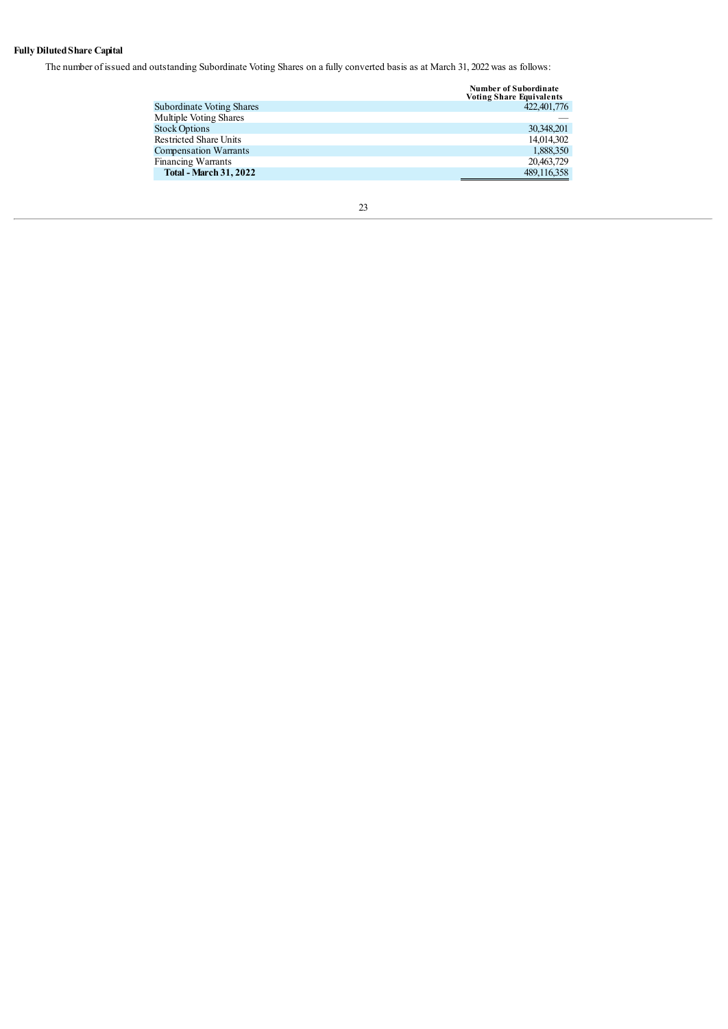**Fully Diluted Share Capital**

The number of issued and outstanding Subordinate Voting Shares on a fully converted basis as at March 31, 2022 was as follows:

| | Number of Subordinate Voting Share Equivalents |
|---|---|
| Subordinate Voting Shares | 422,401,776 |
| Multiple Voting Shares | — |
| Stock Options | 30,348,201 |
| Restricted Share Units | 14,014,302 |
| Compensation Warrants | 1,888,350 |
| Financing Warrants | 20,463,729 |
| **Total - March 31, 2022** | 489,116,358 |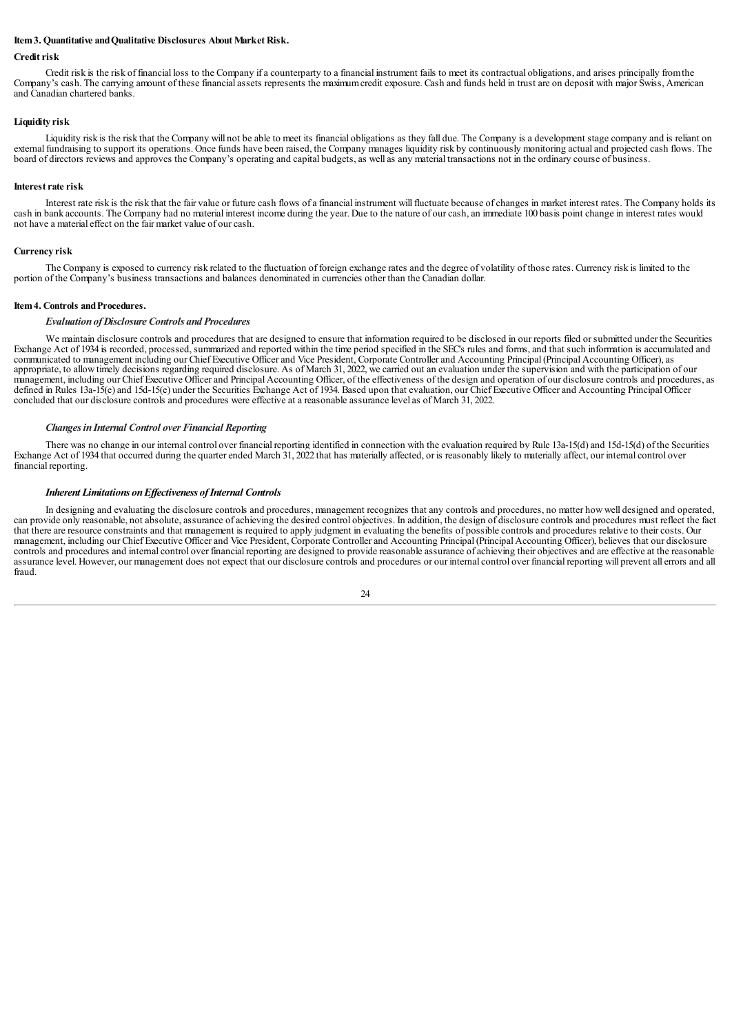**Item 3. Quantitative and Qualitative Disclosures About Market Risk.**

**Credit risk**

Credit risk is the risk of financial loss to the Company if a counterparty to a financial instrument fails to meet its contractual obligations, and arises principally from the Company's cash. The carrying amount of these financial assets represents the maximum credit exposure. Cash and funds held in trust are on deposit with major Swiss, American and Canadian chartered banks.

**Liquidity risk**

Liquidity risk is the risk that the Company will not be able to meet its financial obligations as they fall due. The Company is a development stage company and is reliant on external fundraising to support its operations. Once funds have been raised, the Company manages liquidity risk by continuously monitoring actual and projected cash flows. The board of directors reviews and approves the Company's operating and capital budgets, as well as any material transactions not in the ordinary course of business.

**Interest rate risk**

Interest rate risk is the risk that the fair value or future cash flows of a financial instrument will fluctuate because of changes in market interest rates. The Company holds its cash in bank accounts. The Company had no material interest income during the year. Due to the nature of our cash, an immediate 100 basis point change in interest rates would not have a material effect on the fair market value of our cash.

**Currency risk**

The Company is exposed to currency risk related to the fluctuation of foreign exchange rates and the degree of volatility of those rates. Currency risk is limited to the portion of the Company's business transactions and balances denominated in currencies other than the Canadian dollar.

**Item 4. Controls and Procedures.**

***Evaluation of Disclosure Controls and Procedures***

We maintain disclosure controls and procedures that are designed to ensure that information required to be disclosed in our reports filed or submitted under the Securities Exchange Act of 1934 is recorded, processed, summarized and reported within the time period specified in the SEC's rules and forms, and that such information is accumulated and communicated to management including our Chief Executive Officer and Vice President, Corporate Controller and Accounting Principal (Principal Accounting Officer), as appropriate, to allow timely decisions regarding required disclosure. As of March 31, 2022, we carried out an evaluation under the supervision and with the participation of our management, including our Chief Executive Officer and Principal Accounting Officer, of the effectiveness of the design and operation of our disclosure controls and procedures, as defined in Rules 13a-15(e) and 15d-15(e) under the Securities Exchange Act of 1934. Based upon that evaluation, our Chief Executive Officer and Accounting Principal Officer concluded that our disclosure controls and procedures were effective at a reasonable assurance level as of March 31, 2022.

***Changes in Internal Control over Financial Reporting***

There was no change in our internal control over financial reporting identified in connection with the evaluation required by Rule 13a-15(d) and 15d-15(d) of the Securities Exchange Act of 1934 that occurred during the quarter ended March 31, 2022 that has materially affected, or is reasonably likely to materially affect, our internal control over financial reporting.

***Inherent Limitations on Effectiveness of Internal Controls***

In designing and evaluating the disclosure controls and procedures, management recognizes that any controls and procedures, no matter how well designed and operated, can provide only reasonable, not absolute, assurance of achieving the desired control objectives. In addition, the design of disclosure controls and procedures must reflect the fact that there are resource constraints and that management is required to apply judgment in evaluating the benefits of possible controls and procedures relative to their costs. Our management, including our Chief Executive Officer and Vice President, Corporate Controller and Accounting Principal (Principal Accounting Officer), believes that our disclosure controls and procedures and internal control over financial reporting are designed to provide reasonable assurance of achieving their objectives and are effective at the reasonable assurance level. However, our management does not expect that our disclosure controls and procedures or our internal control over financial reporting will prevent all errors and all fraud.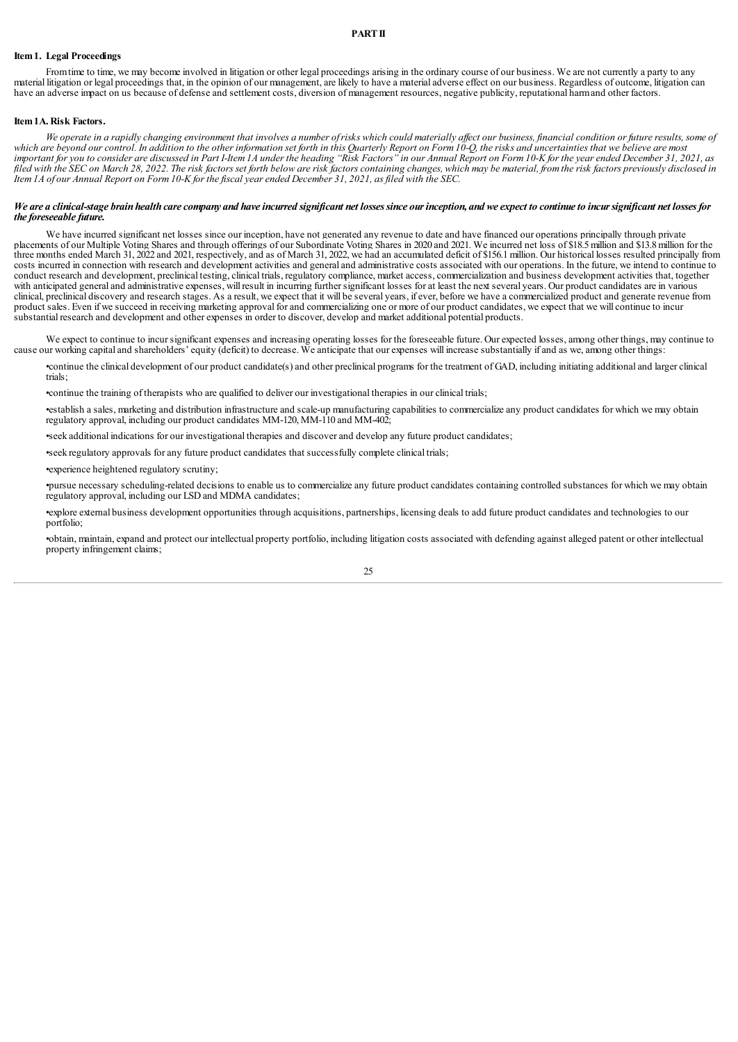# PART II

## Item 1. Legal Proceedings

From time to time, we may become involved in litigation or other legal proceedings arising in the ordinary course of our business. We are not currently a party to any material litigation or legal proceedings that, in the opinion of our management, are likely to have a material adverse effect on our business. Regardless of outcome, litigation can have an adverse impact on us because of defense and settlement costs, diversion of management resources, negative publicity, reputational harm and other factors.

## Item 1A. Risk Factors.

*We operate in a rapidly changing environment that involves a number of risks which could materially affect our business, financial condition or future results, some of which are beyond our control. In addition to the other information set forth in this Quarterly Report on Form 10-Q, the risks and uncertainties that we believe are most important for you to consider are discussed in Part I-Item 1A under the heading "Risk Factors" in our Annual Report on Form 10-K for the year ended December 31, 2021, as filed with the SEC on March 28, 2022. The risk factors set forth below are risk factors containing changes, which may be material, from the risk factors previously disclosed in Item 1A of our Annual Report on Form 10-K for the fiscal year ended December 31, 2021, as filed with the SEC.*

***We are a clinical-stage brain health care company and have incurred significant net losses since our inception, and we expect to continue to incur significant net losses for the foreseeable future.***

We have incurred significant net losses since our inception, have not generated any revenue to date and have financed our operations principally through private placements of our Multiple Voting Shares and through offerings of our Subordinate Voting Shares in 2020 and 2021. We incurred net loss of $18.5 million and $13.8 million for the three months ended March 31, 2022 and 2021, respectively, and as of March 31, 2022, we had an accumulated deficit of $156.1 million. Our historical losses resulted principally from costs incurred in connection with research and development activities and general and administrative costs associated with our operations. In the future, we intend to continue to conduct research and development, preclinical testing, clinical trials, regulatory compliance, market access, commercialization and business development activities that, together with anticipated general and administrative expenses, will result in incurring further significant losses for at least the next several years. Our product candidates are in various clinical, preclinical discovery and research stages. As a result, we expect that it will be several years, if ever, before we have a commercialized product and generate revenue from product sales. Even if we succeed in receiving marketing approval for and commercializing one or more of our product candidates, we expect that we will continue to incur substantial research and development and other expenses in order to discover, develop and market additional potential products.

We expect to continue to incur significant expenses and increasing operating losses for the foreseeable future. Our expected losses, among other things, may continue to cause our working capital and shareholders' equity (deficit) to decrease. We anticipate that our expenses will increase substantially if and as we, among other things:

- continue the clinical development of our product candidate(s) and other preclinical programs for the treatment of GAD, including initiating additional and larger clinical trials;
- continue the training of therapists who are qualified to deliver our investigational therapies in our clinical trials;
- establish a sales, marketing and distribution infrastructure and scale-up manufacturing capabilities to commercialize any product candidates for which we may obtain regulatory approval, including our product candidates MM-120, MM-110 and MM-402;
- seek additional indications for our investigational therapies and discover and develop any future product candidates;
- seek regulatory approvals for any future product candidates that successfully complete clinical trials;
- experience heightened regulatory scrutiny;
- pursue necessary scheduling-related decisions to enable us to commercialize any future product candidates containing controlled substances for which we may obtain regulatory approval, including our LSD and MDMA candidates;
- explore external business development opportunities through acquisitions, partnerships, licensing deals to add future product candidates and technologies to our portfolio;
- obtain, maintain, expand and protect our intellectual property portfolio, including litigation costs associated with defending against alleged patent or other intellectual property infringement claims;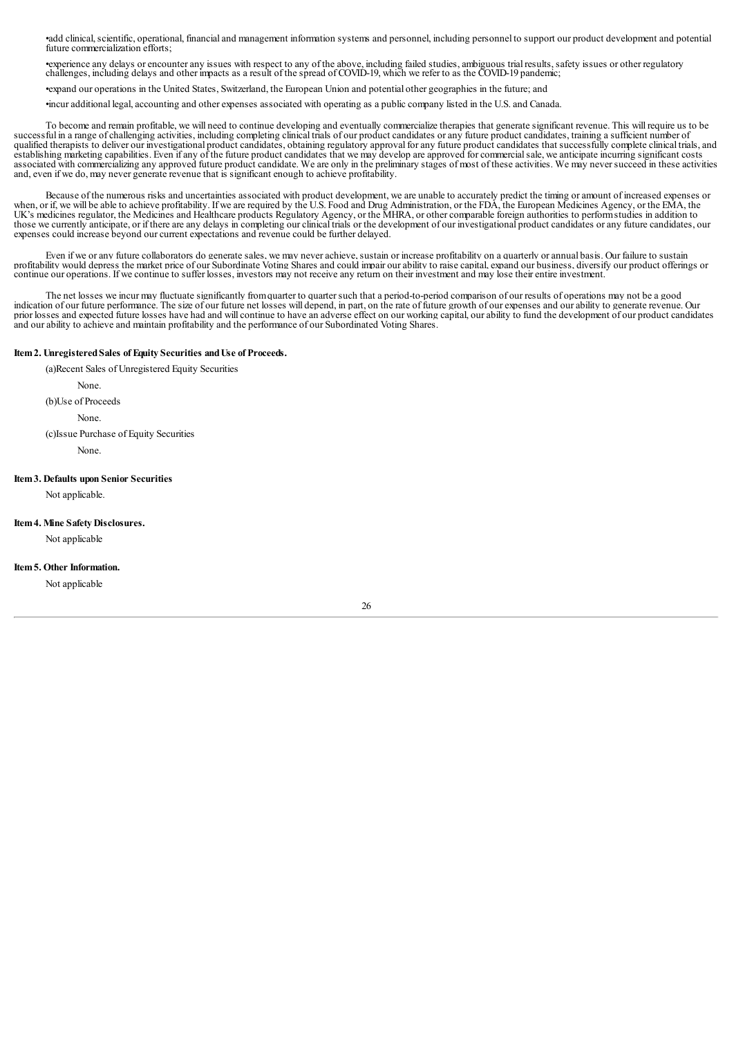- add clinical, scientific, operational, financial and management information systems and personnel, including personnel to support our product development and potential future commercialization efforts;
- experience any delays or encounter any issues with respect to any of the above, including failed studies, ambiguous trial results, safety issues or other regulatory challenges, including delays and other impacts as a result of the spread of COVID-19, which we refer to as the COVID-19 pandemic;
- expand our operations in the United States, Switzerland, the European Union and potential other geographies in the future; and
- incur additional legal, accounting and other expenses associated with operating as a public company listed in the U.S. and Canada.

To become and remain profitable, we will need to continue developing and eventually commercialize therapies that generate significant revenue. This will require us to be successful in a range of challenging activities, including completing clinical trials of our product candidates or any future product candidates, training a sufficient number of qualified therapists to deliver our investigational product candidates, obtaining regulatory approval for any future product candidates that successfully complete clinical trials, and establishing marketing capabilities. Even if any of the future product candidates that we may develop are approved for commercial sale, we anticipate incurring significant costs associated with commercializing any approved future product candidate. We are only in the preliminary stages of most of these activities. We may never succeed in these activities and, even if we do, may never generate revenue that is significant enough to achieve profitability.

Because of the numerous risks and uncertainties associated with product development, we are unable to accurately predict the timing or amount of increased expenses or when, or if, we will be able to achieve profitability. If we are required by the U.S. Food and Drug Administration, or the FDA, the European Medicines Agency, or the EMA, the UK's medicines regulator, the Medicines and Healthcare products Regulatory Agency, or the MHRA, or other comparable foreign authorities to perform studies in addition to those we currently anticipate, or if there are any delays in completing our clinical trials or the development of our investigational product candidates or any future candidates, our expenses could increase beyond our current expectations and revenue could be further delayed.

Even if we or any future collaborators do generate sales, we may never achieve, sustain or increase profitability on a quarterly or annual basis. Our failure to sustain profitability would depress the market price of our Subordinate Voting Shares and could impair our ability to raise capital, expand our business, diversify our product offerings or continue our operations. If we continue to suffer losses, investors may not receive any return on their investment and may lose their entire investment.

The net losses we incur may fluctuate significantly from quarter to quarter such that a period-to-period comparison of our results of operations may not be a good indication of our future performance. The size of our future net losses will depend, in part, on the rate of future growth of our expenses and our ability to generate revenue. Our prior losses and expected future losses have had and will continue to have an adverse effect on our working capital, our ability to fund the development of our product candidates and our ability to achieve and maintain profitability and the performance of our Subordinated Voting Shares.

**Item 2. Unregistered Sales of Equity Securities and Use of Proceeds.**

(a) Recent Sales of Unregistered Equity Securities

None.

(b) Use of Proceeds

None.

(c) Issue Purchase of Equity Securities

None.

**Item 3. Defaults upon Senior Securities**

Not applicable.

**Item 4. Mine Safety Disclosures.**

Not applicable

**Item 5. Other Information.**

Not applicable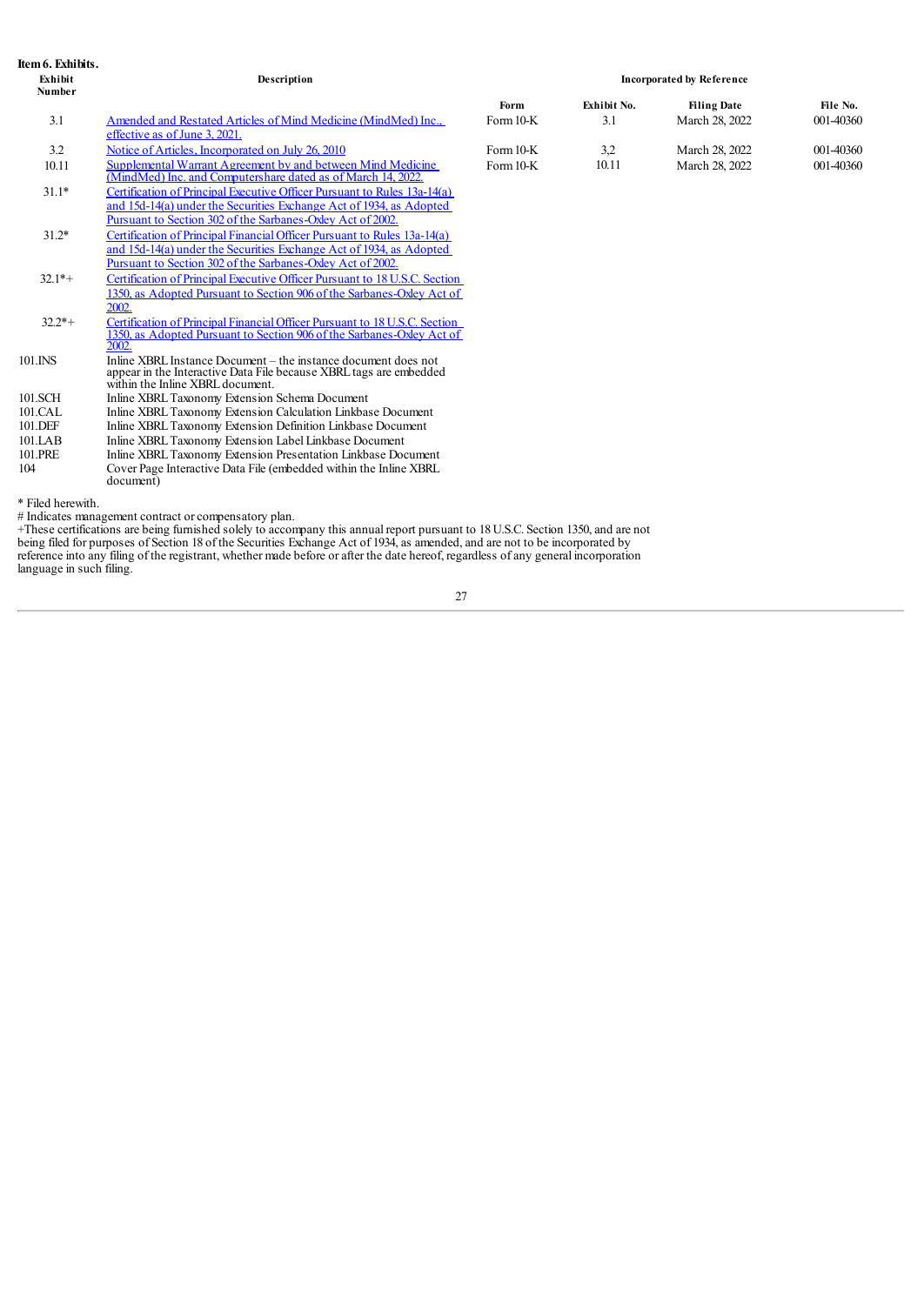**Item 6. Exhibits.**

| Exhibit Number | Description | Incorporated by Reference | | | |
|---|---|---|---|---|---|
| | | Form | Exhibit No. | Filing Date | File No. |
| 3.1 | Amended and Restated Articles of Mind Medicine (MindMed) Inc., effective as of June 3, 2021. | Form 10-K | 3.1 | March 28, 2022 | 001-40360 |
| 3.2 | Notice of Articles, Incorporated on July 26, 2010 | Form 10-K | 3,2 | March 28, 2022 | 001-40360 |
| 10.11 | Supplemental Warrant Agreement by and between Mind Medicine (MindMed) Inc. and Computershare dated as of March 14, 2022. | Form 10-K | 10.11 | March 28, 2022 | 001-40360 |
| 31.1* | Certification of Principal Executive Officer Pursuant to Rules 13a-14(a) and 15d-14(a) under the Securities Exchange Act of 1934, as Adopted Pursuant to Section 302 of the Sarbanes-Oxley Act of 2002. | | | | |
| 31.2* | Certification of Principal Financial Officer Pursuant to Rules 13a-14(a) and 15d-14(a) under the Securities Exchange Act of 1934, as Adopted Pursuant to Section 302 of the Sarbanes-Oxley Act of 2002. | | | | |
| 32.1*+ | Certification of Principal Executive Officer Pursuant to 18 U.S.C. Section 1350, as Adopted Pursuant to Section 906 of the Sarbanes-Oxley Act of 2002. | | | | |
| 32.2*+ | Certification of Principal Financial Officer Pursuant to 18 U.S.C. Section 1350, as Adopted Pursuant to Section 906 of the Sarbanes-Oxley Act of 2002. | | | | |
| 101.INS | Inline XBRL Instance Document – the instance document does not appear in the Interactive Data File because XBRL tags are embedded within the Inline XBRL document. | | | | |
| 101.SCH | Inline XBRL Taxonomy Extension Schema Document | | | | |
| 101.CAL | Inline XBRL Taxonomy Extension Calculation Linkbase Document | | | | |
| 101.DEF | Inline XBRL Taxonomy Extension Definition Linkbase Document | | | | |
| 101.LAB | Inline XBRL Taxonomy Extension Label Linkbase Document | | | | |
| 101.PRE | Inline XBRL Taxonomy Extension Presentation Linkbase Document | | | | |
| 104 | Cover Page Interactive Data File (embedded within the Inline XBRL document) | | | | |

\* Filed herewith.

\# Indicates management contract or compensatory plan.

+These certifications are being furnished solely to accompany this annual report pursuant to 18 U.S.C. Section 1350, and are not being filed for purposes of Section 18 of the Securities Exchange Act of 1934, as amended, and are not to be incorporated by reference into any filing of the registrant, whether made before or after the date hereof, regardless of any general incorporation language in such filing.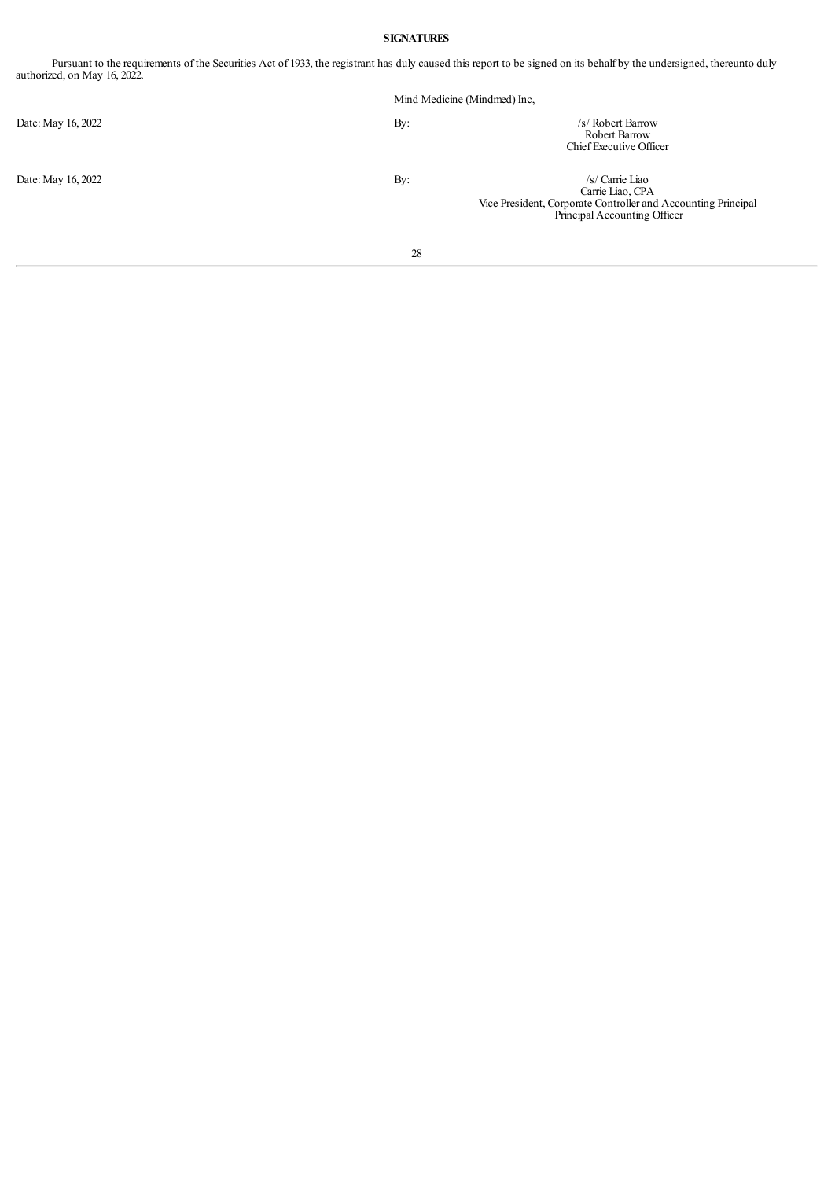## SIGNATURES

Pursuant to the requirements of the Securities Act of 1933, the registrant has duly caused this report to be signed on its behalf by the undersigned, thereunto duly authorized, on May 16, 2022.

| | | |
|---|---|---|
| | Mind Medicine (Mindmed) Inc, | |
| Date: May 16, 2022 | By: | /s/ Robert Barrow<br>Robert Barrow<br>Chief Executive Officer |
| Date: May 16, 2022 | By: | /s/ Carrie Liao<br>Carrie Liao, CPA<br>Vice President, Corporate Controller and Accounting Principal<br>Principal Accounting Officer |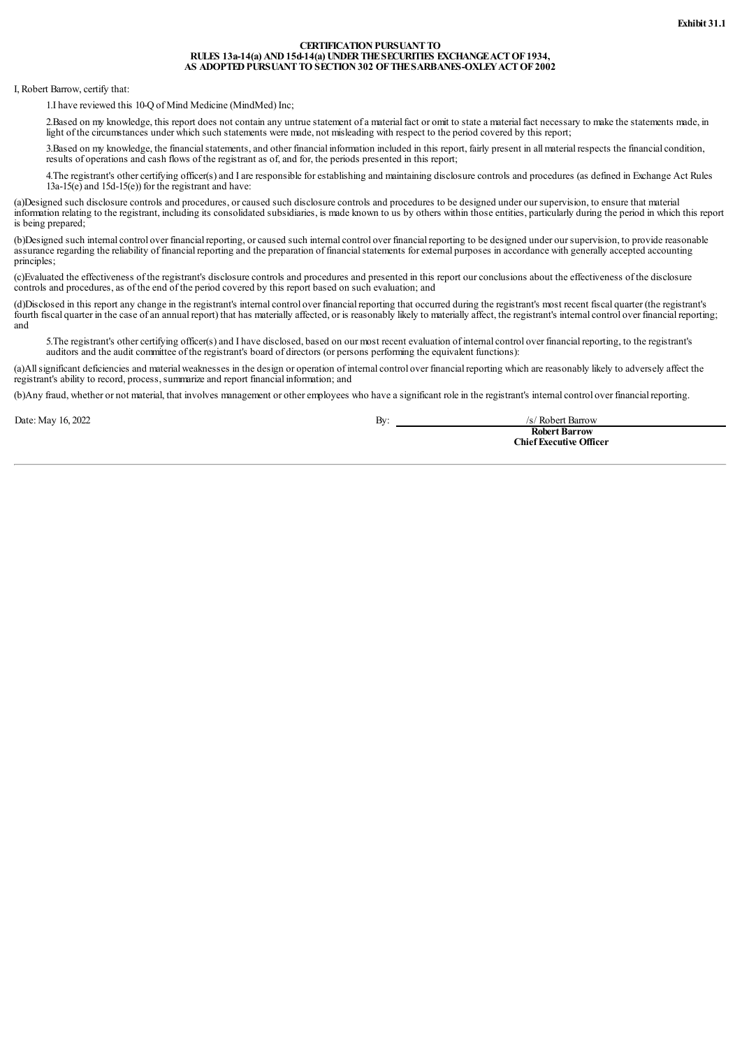**Exhibit 31.1**

**CERTIFICATION PURSUANT TO
RULES 13a-14(a) AND 15d-14(a) UNDER THE SECURITIES EXCHANGE ACT OF 1934,
AS ADOPTED PURSUANT TO SECTION 302 OF THE SARBANES-OXLEY ACT OF 2002**

I, Robert Barrow, certify that:

1.I have reviewed this 10-Q of Mind Medicine (MindMed) Inc;

2.Based on my knowledge, this report does not contain any untrue statement of a material fact or omit to state a material fact necessary to make the statements made, in light of the circumstances under which such statements were made, not misleading with respect to the period covered by this report;

3.Based on my knowledge, the financial statements, and other financial information included in this report, fairly present in all material respects the financial condition, results of operations and cash flows of the registrant as of, and for, the periods presented in this report;

4.The registrant's other certifying officer(s) and I are responsible for establishing and maintaining disclosure controls and procedures (as defined in Exchange Act Rules 13a-15(e) and 15d-15(e)) for the registrant and have:

(a)Designed such disclosure controls and procedures, or caused such disclosure controls and procedures to be designed under our supervision, to ensure that material information relating to the registrant, including its consolidated subsidiaries, is made known to us by others within those entities, particularly during the period in which this report is being prepared;

(b)Designed such internal control over financial reporting, or caused such internal control over financial reporting to be designed under our supervision, to provide reasonable assurance regarding the reliability of financial reporting and the preparation of financial statements for external purposes in accordance with generally accepted accounting principles;

(c)Evaluated the effectiveness of the registrant's disclosure controls and procedures and presented in this report our conclusions about the effectiveness of the disclosure controls and procedures, as of the end of the period covered by this report based on such evaluation; and

(d)Disclosed in this report any change in the registrant's internal control over financial reporting that occurred during the registrant's most recent fiscal quarter (the registrant's fourth fiscal quarter in the case of an annual report) that has materially affected, or is reasonably likely to materially affect, the registrant's internal control over financial reporting; and

5.The registrant's other certifying officer(s) and I have disclosed, based on our most recent evaluation of internal control over financial reporting, to the registrant's auditors and the audit committee of the registrant's board of directors (or persons performing the equivalent functions):

(a)All significant deficiencies and material weaknesses in the design or operation of internal control over financial reporting which are reasonably likely to adversely affect the registrant's ability to record, process, summarize and report financial information; and

(b)Any fraud, whether or not material, that involves management or other employees who have a significant role in the registrant's internal control over financial reporting.

Date: May 16, 2022

By: /s/ Robert Barrow
**Robert Barrow**
**Chief Executive Officer**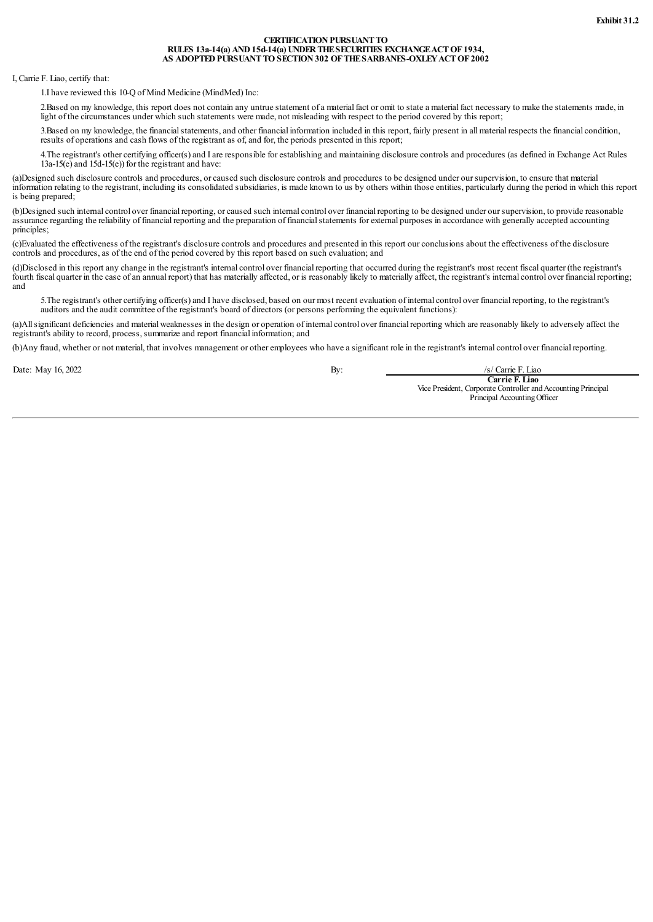**Exhibit 31.2**

**CERTIFICATION PURSUANT TO**
**RULES 13a-14(a) AND 15d-14(a) UNDER THE SECURITIES EXCHANGE ACT OF 1934,**
**AS ADOPTED PURSUANT TO SECTION 302 OF THE SARBANES-OXLEY ACT OF 2002**

I, Carrie F. Liao, certify that:

1.I have reviewed this 10-Q of Mind Medicine (MindMed) Inc:

2.Based on my knowledge, this report does not contain any untrue statement of a material fact or omit to state a material fact necessary to make the statements made, in light of the circumstances under which such statements were made, not misleading with respect to the period covered by this report;

3.Based on my knowledge, the financial statements, and other financial information included in this report, fairly present in all material respects the financial condition, results of operations and cash flows of the registrant as of, and for, the periods presented in this report;

4.The registrant's other certifying officer(s) and I are responsible for establishing and maintaining disclosure controls and procedures (as defined in Exchange Act Rules 13a-15(e) and 15d-15(e)) for the registrant and have:

(a)Designed such disclosure controls and procedures, or caused such disclosure controls and procedures to be designed under our supervision, to ensure that material information relating to the registrant, including its consolidated subsidiaries, is made known to us by others within those entities, particularly during the period in which this report is being prepared;

(b)Designed such internal control over financial reporting, or caused such internal control over financial reporting to be designed under our supervision, to provide reasonable assurance regarding the reliability of financial reporting and the preparation of financial statements for external purposes in accordance with generally accepted accounting principles;

(c)Evaluated the effectiveness of the registrant's disclosure controls and procedures and presented in this report our conclusions about the effectiveness of the disclosure controls and procedures, as of the end of the period covered by this report based on such evaluation; and

(d)Disclosed in this report any change in the registrant's internal control over financial reporting that occurred during the registrant's most recent fiscal quarter (the registrant's fourth fiscal quarter in the case of an annual report) that has materially affected, or is reasonably likely to materially affect, the registrant's internal control over financial reporting; and

5.The registrant's other certifying officer(s) and I have disclosed, based on our most recent evaluation of internal control over financial reporting, to the registrant's auditors and the audit committee of the registrant's board of directors (or persons performing the equivalent functions):

(a)All significant deficiencies and material weaknesses in the design or operation of internal control over financial reporting which are reasonably likely to adversely affect the registrant's ability to record, process, summarize and report financial information; and

(b)Any fraud, whether or not material, that involves management or other employees who have a significant role in the registrant's internal control over financial reporting.

Date: May 16, 2022

By: /s/ Carrie F. Liao
**Carrie F. Liao**
Vice President, Corporate Controller and Accounting Principal
Principal Accounting Officer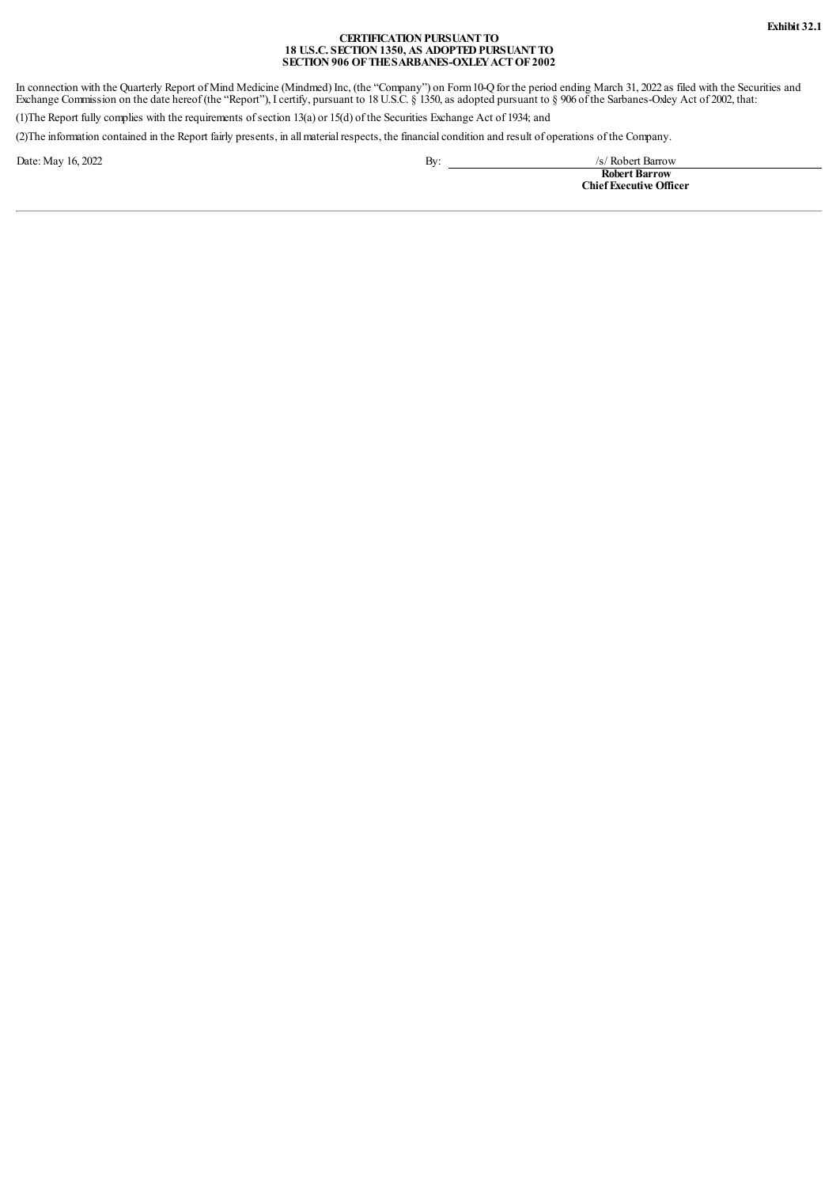**Exhibit 32.1**

**CERTIFICATION PURSUANT TO**
**18 U.S.C. SECTION 1350, AS ADOPTED PURSUANT TO**
**SECTION 906 OF THE SARBANES-OXLEY ACT OF 2002**

In connection with the Quarterly Report of Mind Medicine (Mindmed) Inc, (the "Company") on Form 10-Q for the period ending March 31, 2022 as filed with the Securities and Exchange Commission on the date hereof (the "Report"), I certify, pursuant to 18 U.S.C. § 1350, as adopted pursuant to § 906 of the Sarbanes-Oxley Act of 2002, that:

(1)The Report fully complies with the requirements of section 13(a) or 15(d) of the Securities Exchange Act of 1934; and

(2)The information contained in the Report fairly presents, in all material respects, the financial condition and result of operations of the Company.

Date: May 16, 2022

By: /s/ Robert Barrow
**Robert Barrow**
**Chief Executive Officer**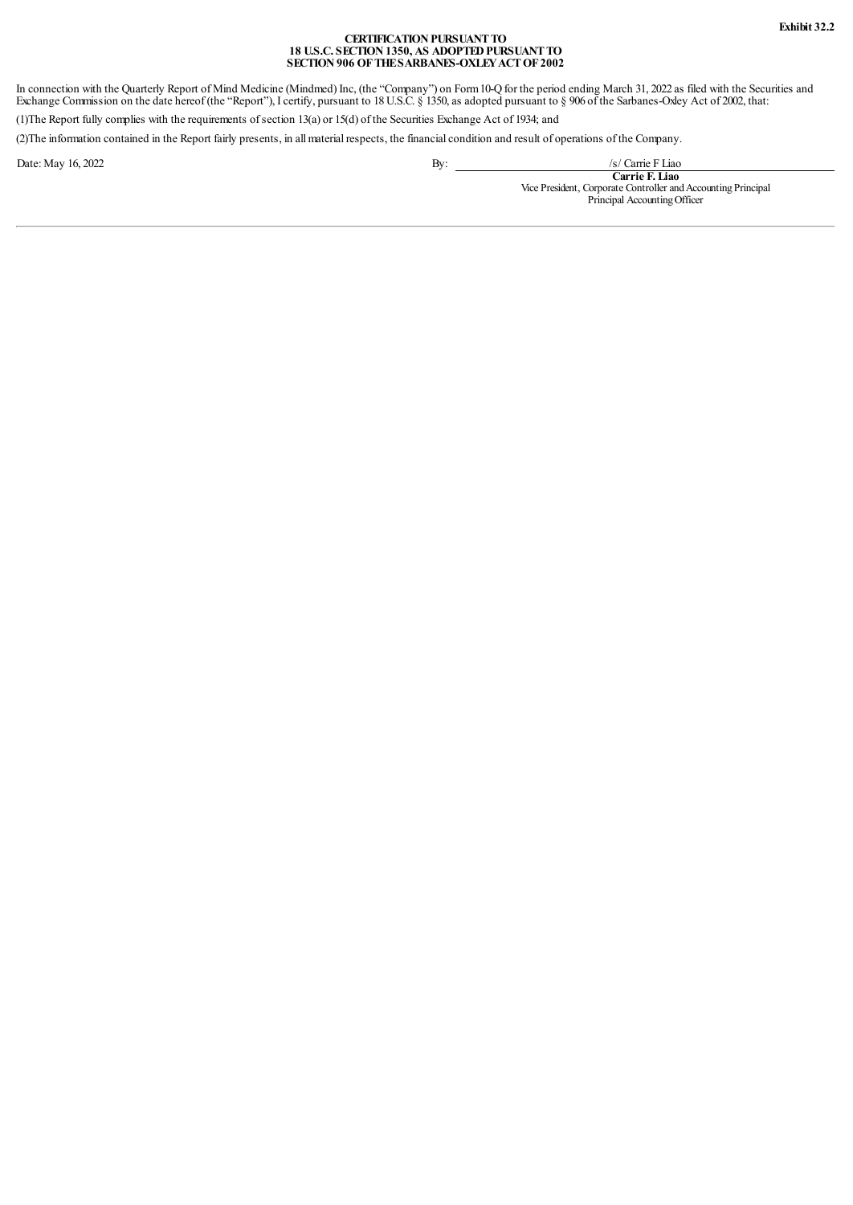**Exhibit 32.2**

**CERTIFICATION PURSUANT TO**
**18 U.S.C. SECTION 1350, AS ADOPTED PURSUANT TO**
**SECTION 906 OF THE SARBANES-OXLEY ACT OF 2002**

In connection with the Quarterly Report of Mind Medicine (Mindmed) Inc, (the "Company") on Form 10-Q for the period ending March 31, 2022 as filed with the Securities and Exchange Commission on the date hereof (the "Report"), I certify, pursuant to 18 U.S.C. § 1350, as adopted pursuant to § 906 of the Sarbanes-Oxley Act of 2002, that:

(1)The Report fully complies with the requirements of section 13(a) or 15(d) of the Securities Exchange Act of 1934; and

(2)The information contained in the Report fairly presents, in all material respects, the financial condition and result of operations of the Company.

Date: May 16, 2022

By: /s/ Carrie F Liao

**Carrie F. Liao**
Vice President, Corporate Controller and Accounting Principal
Principal Accounting Officer